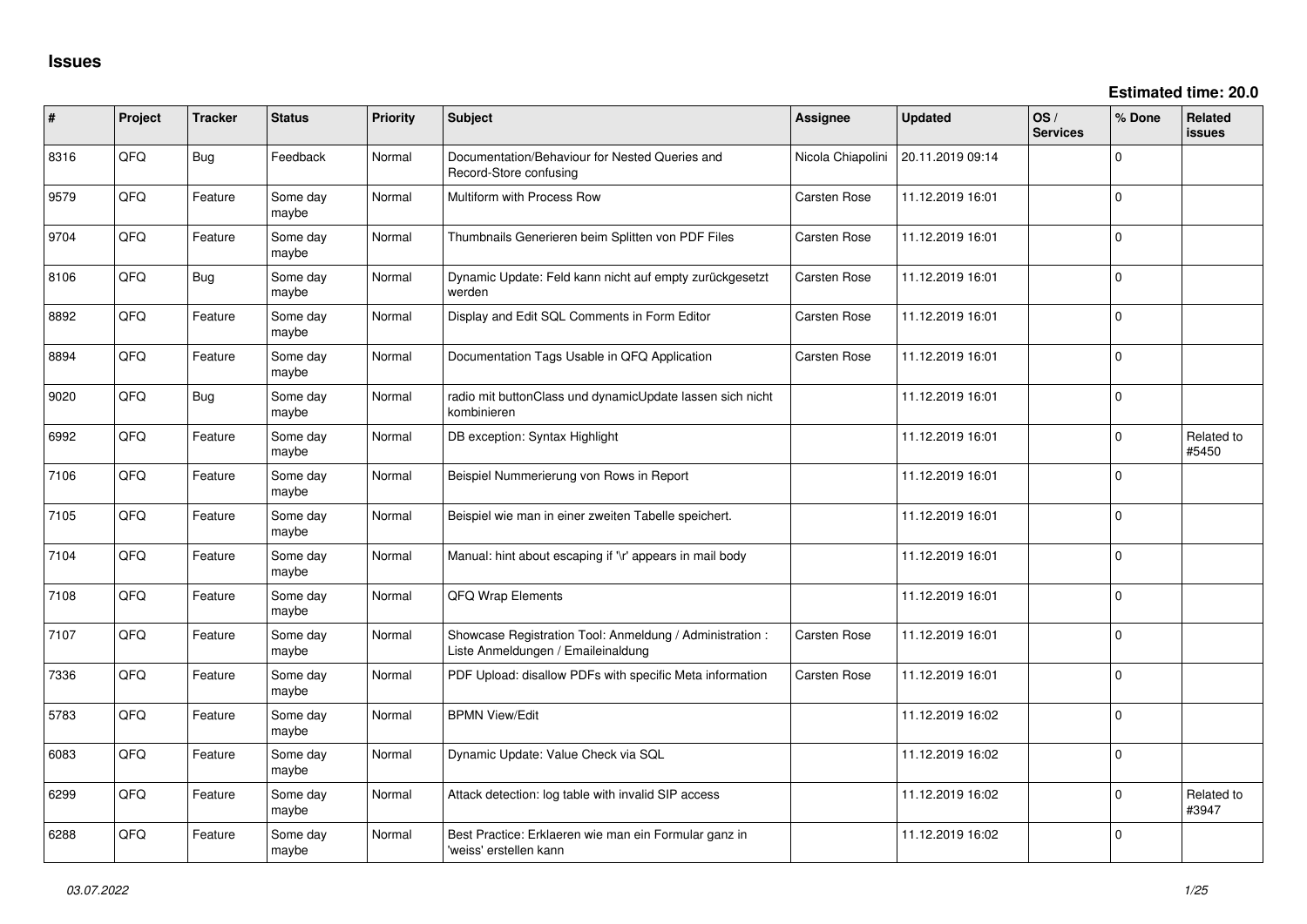# Issues

**Estimated time: 20.0**

| # | Project | Tracker | Status | Priority | Subject | Assignee | Updated | OS / Services | % Done | Related issues |
|---|---|---|---|---|---|---|---|---|---|---|
| 8316 | QFO | Bug | Feedback | Normal | Documentation/Behaviour for Nested Queries and Record-Store confusing | Nicola Chiapolini | 20.11.2019 09:14 | | 0 | |
| 9579 | QFO | Feature | Some day maybe | Normal | Multiform with Process Row | Carsten Rose | 11.12.2019 16:01 | | 0 | |
| 9704 | QFO | Feature | Some day maybe | Normal | Thumbnails Generieren beim Splitten von PDF Files | Carsten Rose | 11.12.2019 16:01 | | 0 | |
| 8106 | QFO | Bug | Some day maybe | Normal | Dynamic Update: Feld kann nicht auf empty zurückgesetzt werden | Carsten Rose | 11.12.2019 16:01 | | 0 | |
| 8892 | QFO | Feature | Some day maybe | Normal | Display and Edit SQL Comments in Form Editor | Carsten Rose | 11.12.2019 16:01 | | 0 | |
| 8894 | QFO | Feature | Some day maybe | Normal | Documentation Tags Usable in QFQ Application | Carsten Rose | 11.12.2019 16:01 | | 0 | |
| 9020 | QFO | Bug | Some day maybe | Normal | radio mit buttonClass und dynamicUpdate lassen sich nicht kombinieren | | 11.12.2019 16:01 | | 0 | |
| 6992 | QFO | Feature | Some day maybe | Normal | DB exception: Syntax Highlight | | 11.12.2019 16:01 | | 0 | Related to #5450 |
| 7106 | QFO | Feature | Some day maybe | Normal | Beispiel Nummerierung von Rows in Report | | 11.12.2019 16:01 | | 0 | |
| 7105 | QFO | Feature | Some day maybe | Normal | Beispiel wie man in einer zweiten Tabelle speichert. | | 11.12.2019 16:01 | | 0 | |
| 7104 | QFO | Feature | Some day maybe | Normal | Manual: hint about escaping if '\r' appears in mail body | | 11.12.2019 16:01 | | 0 | |
| 7108 | QFO | Feature | Some day maybe | Normal | QFQ Wrap Elements | | 11.12.2019 16:01 | | 0 | |
| 7107 | QFO | Feature | Some day maybe | Normal | Showcase Registration Tool: Anmeldung / Administration : Liste Anmeldungen / Emaileinaldung | Carsten Rose | 11.12.2019 16:01 | | 0 | |
| 7336 | QFO | Feature | Some day maybe | Normal | PDF Upload: disallow PDFs with specific Meta information | Carsten Rose | 11.12.2019 16:01 | | 0 | |
| 5783 | QFO | Feature | Some day maybe | Normal | BPMN View/Edit | | 11.12.2019 16:02 | | 0 | |
| 6083 | QFO | Feature | Some day maybe | Normal | Dynamic Update: Value Check via SQL | | 11.12.2019 16:02 | | 0 | |
| 6299 | QFO | Feature | Some day maybe | Normal | Attack detection: log table with invalid SIP access | | 11.12.2019 16:02 | | 0 | Related to #3947 |
| 6288 | QFO | Feature | Some day maybe | Normal | Best Practice: Erklaeren wie man ein Formular ganz in 'weiss' erstellen kann | | 11.12.2019 16:02 | | 0 | |

*03.07.2022*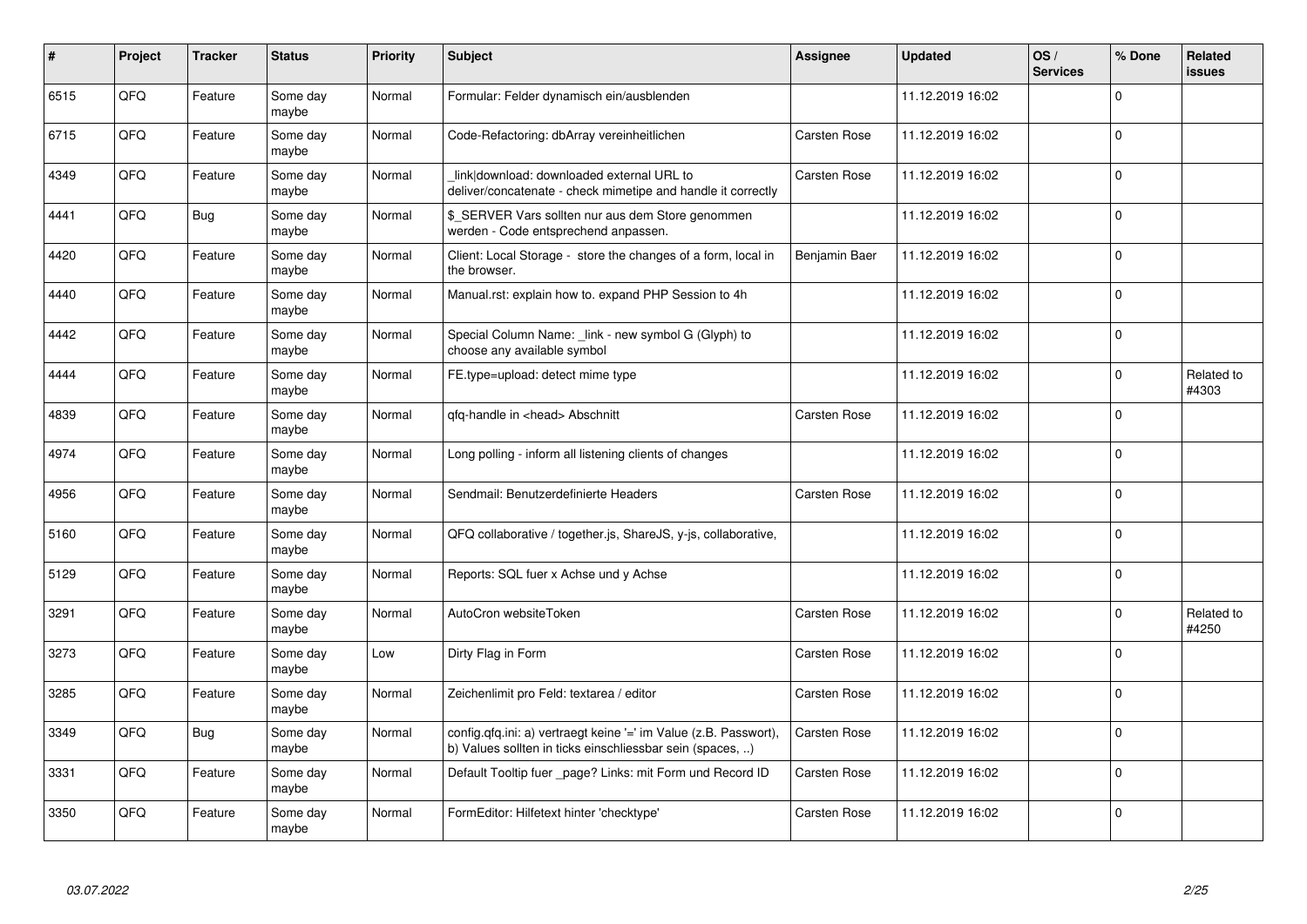| # | Project | Tracker | Status | Priority | Subject | Assignee | Updated | OS / Services | % Done | Related issues |
|---|---|---|---|---|---|---|---|---|---|---|
| 6515 | QFQ | Feature | Some day maybe | Normal | Formular: Felder dynamisch ein/ausblenden | | 11.12.2019 16:02 | | 0 | |
| 6715 | QFQ | Feature | Some day maybe | Normal | Code-Refactoring: dbArray vereinheitlichen | Carsten Rose | 11.12.2019 16:02 | | 0 | |
| 4349 | QFQ | Feature | Some day maybe | Normal | _link\|download: downloaded external URL to deliver/concatenate - check mimetipe and handle it correctly | Carsten Rose | 11.12.2019 16:02 | | 0 | |
| 4441 | QFQ | Bug | Some day maybe | Normal | $_SERVER Vars sollten nur aus dem Store genommen werden - Code entsprechend anpassen. | | 11.12.2019 16:02 | | 0 | |
| 4420 | QFQ | Feature | Some day maybe | Normal | Client: Local Storage - store the changes of a form, local in the browser. | Benjamin Baer | 11.12.2019 16:02 | | 0 | |
| 4440 | QFQ | Feature | Some day maybe | Normal | Manual.rst: explain how to. expand PHP Session to 4h | | 11.12.2019 16:02 | | 0 | |
| 4442 | QFQ | Feature | Some day maybe | Normal | Special Column Name: _link - new symbol G (Glyph) to choose any available symbol | | 11.12.2019 16:02 | | 0 | |
| 4444 | QFQ | Feature | Some day maybe | Normal | FE.type=upload: detect mime type | | 11.12.2019 16:02 | | 0 | Related to #4303 |
| 4839 | QFQ | Feature | Some day maybe | Normal | qfq-handle in <head> Abschnitt | Carsten Rose | 11.12.2019 16:02 | | 0 | |
| 4974 | QFQ | Feature | Some day maybe | Normal | Long polling - inform all listening clients of changes | | 11.12.2019 16:02 | | 0 | |
| 4956 | QFQ | Feature | Some day maybe | Normal | Sendmail: Benutzerdefinierte Headers | Carsten Rose | 11.12.2019 16:02 | | 0 | |
| 5160 | QFQ | Feature | Some day maybe | Normal | QFQ collaborative / together.js, ShareJS, y-js, collaborative, | | 11.12.2019 16:02 | | 0 | |
| 5129 | QFQ | Feature | Some day maybe | Normal | Reports: SQL fuer x Achse und y Achse | | 11.12.2019 16:02 | | 0 | |
| 3291 | QFQ | Feature | Some day maybe | Normal | AutoCron websiteToken | Carsten Rose | 11.12.2019 16:02 | | 0 | Related to #4250 |
| 3273 | QFQ | Feature | Some day maybe | Low | Dirty Flag in Form | Carsten Rose | 11.12.2019 16:02 | | 0 | |
| 3285 | QFQ | Feature | Some day maybe | Normal | Zeichenlimit pro Feld: textarea / editor | Carsten Rose | 11.12.2019 16:02 | | 0 | |
| 3349 | QFQ | Bug | Some day maybe | Normal | config.qfq.ini: a) vertraegt keine '=' im Value (z.B. Passwort), b) Values sollten in ticks einschliessbar sein (spaces, ..) | Carsten Rose | 11.12.2019 16:02 | | 0 | |
| 3331 | QFQ | Feature | Some day maybe | Normal | Default Tooltip fuer _page? Links: mit Form und Record ID | Carsten Rose | 11.12.2019 16:02 | | 0 | |
| 3350 | QFQ | Feature | Some day maybe | Normal | FormEditor: Hilfetext hinter 'checktype' | Carsten Rose | 11.12.2019 16:02 | | 0 | |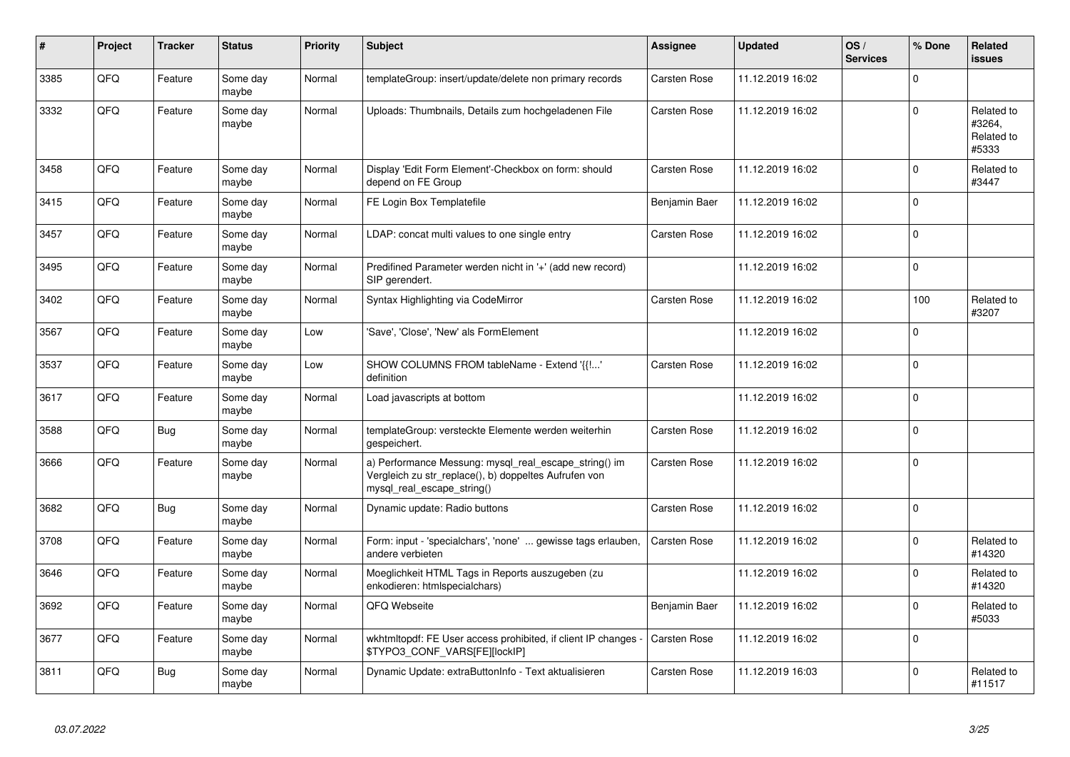| # | Project | Tracker | Status | Priority | Subject | Assignee | Updated | OS / Services | % Done | Related issues |
|---|---|---|---|---|---|---|---|---|---|---|
| 3385 | QFQ | Feature | Some day maybe | Normal | templateGroup: insert/update/delete non primary records | Carsten Rose | 11.12.2019 16:02 | | 0 | |
| 3332 | QFQ | Feature | Some day maybe | Normal | Uploads: Thumbnails, Details zum hochgeladenen File | Carsten Rose | 11.12.2019 16:02 | | 0 | Related to #3264, Related to #5333 |
| 3458 | QFQ | Feature | Some day maybe | Normal | Display 'Edit Form Element'-Checkbox on form: should depend on FE Group | Carsten Rose | 11.12.2019 16:02 | | 0 | Related to #3447 |
| 3415 | QFQ | Feature | Some day maybe | Normal | FE Login Box Templatefile | Benjamin Baer | 11.12.2019 16:02 | | 0 | |
| 3457 | QFQ | Feature | Some day maybe | Normal | LDAP: concat multi values to one single entry | Carsten Rose | 11.12.2019 16:02 | | 0 | |
| 3495 | QFQ | Feature | Some day maybe | Normal | Predifined Parameter werden nicht in '+' (add new record) SIP gerendert. | | 11.12.2019 16:02 | | 0 | |
| 3402 | QFQ | Feature | Some day maybe | Normal | Syntax Highlighting via CodeMirror | Carsten Rose | 11.12.2019 16:02 | | 100 | Related to #3207 |
| 3567 | QFQ | Feature | Some day maybe | Low | 'Save', 'Close', 'New' als FormElement | | 11.12.2019 16:02 | | 0 | |
| 3537 | QFQ | Feature | Some day maybe | Low | SHOW COLUMNS FROM tableName - Extend '{{!...' definition | Carsten Rose | 11.12.2019 16:02 | | 0 | |
| 3617 | QFQ | Feature | Some day maybe | Normal | Load javascripts at bottom | | 11.12.2019 16:02 | | 0 | |
| 3588 | QFQ | Bug | Some day maybe | Normal | templateGroup: versteckte Elemente werden weiterhin gespeichert. | Carsten Rose | 11.12.2019 16:02 | | 0 | |
| 3666 | QFQ | Feature | Some day maybe | Normal | a) Performance Messung: mysql_real_escape_string() im Vergleich zu str_replace(), b) doppeltes Aufrufen von mysql_real_escape_string() | Carsten Rose | 11.12.2019 16:02 | | 0 | |
| 3682 | QFQ | Bug | Some day maybe | Normal | Dynamic update: Radio buttons | Carsten Rose | 11.12.2019 16:02 | | 0 | |
| 3708 | QFQ | Feature | Some day maybe | Normal | Form: input - 'specialchars', 'none' ... gewisse tags erlauben, andere verbieten | Carsten Rose | 11.12.2019 16:02 | | 0 | Related to #14320 |
| 3646 | QFQ | Feature | Some day maybe | Normal | Moeglichkeit HTML Tags in Reports auszugeben (zu enkodieren: htmlspecialchars) | | 11.12.2019 16:02 | | 0 | Related to #14320 |
| 3692 | QFQ | Feature | Some day maybe | Normal | QFQ Webseite | Benjamin Baer | 11.12.2019 16:02 | | 0 | Related to #5033 |
| 3677 | QFQ | Feature | Some day maybe | Normal | wkhtmltopdf: FE User access prohibited, if client IP changes - $TYPO3_CONF_VARS[FE][lockIP] | Carsten Rose | 11.12.2019 16:02 | | 0 | |
| 3811 | QFQ | Bug | Some day maybe | Normal | Dynamic Update: extraButtonInfo - Text aktualisieren | Carsten Rose | 11.12.2019 16:03 | | 0 | Related to #11517 |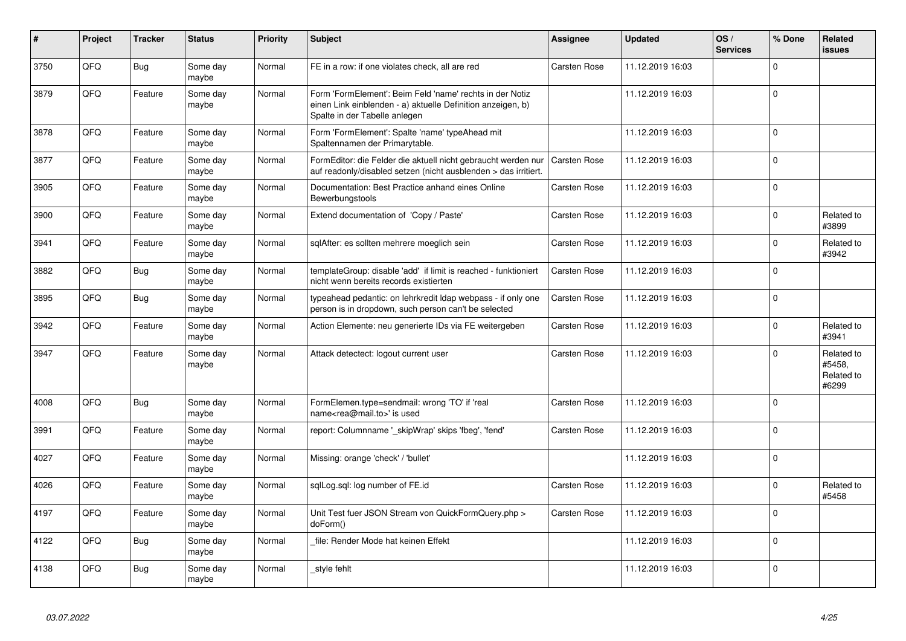| # | Project | Tracker | Status | Priority | Subject | Assignee | Updated | OS / Services | % Done | Related issues |
|---|---|---|---|---|---|---|---|---|---|---|
| 3750 | QFQ | Bug | Some day maybe | Normal | FE in a row: if one violates check, all are red | Carsten Rose | 11.12.2019 16:03 | | 0 | |
| 3879 | QFQ | Feature | Some day maybe | Normal | Form 'FormElement': Beim Feld 'name' rechts in der Notiz einen Link einblenden - a) aktuelle Definition anzeigen, b) Spalte in der Tabelle anlegen | | 11.12.2019 16:03 | | 0 | |
| 3878 | QFQ | Feature | Some day maybe | Normal | Form 'FormElement': Spalte 'name' typeAhead mit Spaltennamen der Primarytable. | | 11.12.2019 16:03 | | 0 | |
| 3877 | QFQ | Feature | Some day maybe | Normal | FormEditor: die Felder die aktuell nicht gebraucht werden nur auf readonly/disabled setzen (nicht ausblenden > das irritiert. | Carsten Rose | 11.12.2019 16:03 | | 0 | |
| 3905 | QFQ | Feature | Some day maybe | Normal | Documentation: Best Practice anhand eines Online Bewerbungstools | Carsten Rose | 11.12.2019 16:03 | | 0 | |
| 3900 | QFQ | Feature | Some day maybe | Normal | Extend documentation of 'Copy / Paste' | Carsten Rose | 11.12.2019 16:03 | | 0 | Related to #3899 |
| 3941 | QFQ | Feature | Some day maybe | Normal | sqlAfter: es sollten mehrere moeglich sein | Carsten Rose | 11.12.2019 16:03 | | 0 | Related to #3942 |
| 3882 | QFQ | Bug | Some day maybe | Normal | templateGroup: disable 'add' if limit is reached - funktioniert nicht wenn bereits records existierten | Carsten Rose | 11.12.2019 16:03 | | 0 | |
| 3895 | QFQ | Bug | Some day maybe | Normal | typeahead pedantic: on lehrkredit ldap webpass - if only one person is in dropdown, such person can't be selected | Carsten Rose | 11.12.2019 16:03 | | 0 | |
| 3942 | QFQ | Feature | Some day maybe | Normal | Action Elemente: neu generierte IDs via FE weitergeben | Carsten Rose | 11.12.2019 16:03 | | 0 | Related to #3941 |
| 3947 | QFQ | Feature | Some day maybe | Normal | Attack detectect: logout current user | Carsten Rose | 11.12.2019 16:03 | | 0 | Related to #5458, Related to #6299 |
| 4008 | QFQ | Bug | Some day maybe | Normal | FormElemen.type=sendmail: wrong 'TO' if 'real name<rea@mail.to>' is used | Carsten Rose | 11.12.2019 16:03 | | 0 | |
| 3991 | QFQ | Feature | Some day maybe | Normal | report: Columnname '_skipWrap' skips 'fbeg', 'fend' | Carsten Rose | 11.12.2019 16:03 | | 0 | |
| 4027 | QFQ | Feature | Some day maybe | Normal | Missing: orange 'check' / 'bullet' | | 11.12.2019 16:03 | | 0 | |
| 4026 | QFQ | Feature | Some day maybe | Normal | sqlLog.sql: log number of FE.id | Carsten Rose | 11.12.2019 16:03 | | 0 | Related to #5458 |
| 4197 | QFQ | Feature | Some day maybe | Normal | Unit Test fuer JSON Stream von QuickFormQuery.php > doForm() | Carsten Rose | 11.12.2019 16:03 | | 0 | |
| 4122 | QFQ | Bug | Some day maybe | Normal | _file: Render Mode hat keinen Effekt | | 11.12.2019 16:03 | | 0 | |
| 4138 | QFQ | Bug | Some day maybe | Normal | _style fehlt | | 11.12.2019 16:03 | | 0 | |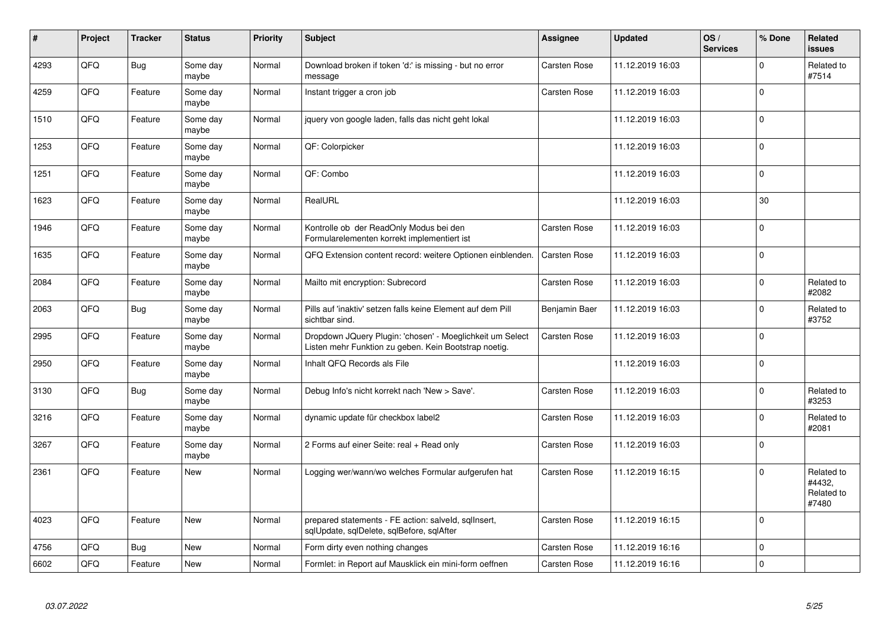| # | Project | Tracker | Status | Priority | Subject | Assignee | Updated | OS / Services | % Done | Related issues |
|---|---|---|---|---|---|---|---|---|---|---|
| 4293 | QFQ | Bug | Some day maybe | Normal | Download broken if token 'd:' is missing - but no error message | Carsten Rose | 11.12.2019 16:03 | | 0 | Related to #7514 |
| 4259 | QFQ | Feature | Some day maybe | Normal | Instant trigger a cron job | Carsten Rose | 11.12.2019 16:03 | | 0 | |
| 1510 | QFQ | Feature | Some day maybe | Normal | jquery von google laden, falls das nicht geht lokal | | 11.12.2019 16:03 | | 0 | |
| 1253 | QFQ | Feature | Some day maybe | Normal | QF: Colorpicker | | 11.12.2019 16:03 | | 0 | |
| 1251 | QFQ | Feature | Some day maybe | Normal | QF: Combo | | 11.12.2019 16:03 | | 0 | |
| 1623 | QFQ | Feature | Some day maybe | Normal | RealURL | | 11.12.2019 16:03 | | 30 | |
| 1946 | QFQ | Feature | Some day maybe | Normal | Kontrolle ob der ReadOnly Modus bei den Formularelementen korrekt implementiert ist | Carsten Rose | 11.12.2019 16:03 | | 0 | |
| 1635 | QFQ | Feature | Some day maybe | Normal | QFQ Extension content record: weitere Optionen einblenden. | Carsten Rose | 11.12.2019 16:03 | | 0 | |
| 2084 | QFQ | Feature | Some day maybe | Normal | Mailto mit encryption: Subrecord | Carsten Rose | 11.12.2019 16:03 | | 0 | Related to #2082 |
| 2063 | QFQ | Bug | Some day maybe | Normal | Pills auf 'inaktiv' setzen falls keine Element auf dem Pill sichtbar sind. | Benjamin Baer | 11.12.2019 16:03 | | 0 | Related to #3752 |
| 2995 | QFQ | Feature | Some day maybe | Normal | Dropdown JQuery Plugin: 'chosen' - Moeglichkeit um Select Listen mehr Funktion zu geben. Kein Bootstrap noetig. | Carsten Rose | 11.12.2019 16:03 | | 0 | |
| 2950 | QFQ | Feature | Some day maybe | Normal | Inhalt QFQ Records als File | | 11.12.2019 16:03 | | 0 | |
| 3130 | QFQ | Bug | Some day maybe | Normal | Debug Info's nicht korrekt nach 'New > Save'. | Carsten Rose | 11.12.2019 16:03 | | 0 | Related to #3253 |
| 3216 | QFQ | Feature | Some day maybe | Normal | dynamic update für checkbox label2 | Carsten Rose | 11.12.2019 16:03 | | 0 | Related to #2081 |
| 3267 | QFQ | Feature | Some day maybe | Normal | 2 Forms auf einer Seite: real + Read only | Carsten Rose | 11.12.2019 16:03 | | 0 | |
| 2361 | QFQ | Feature | New | Normal | Logging wer/wann/wo welches Formular aufgerufen hat | Carsten Rose | 11.12.2019 16:15 | | 0 | Related to #4432, Related to #7480 |
| 4023 | QFQ | Feature | New | Normal | prepared statements - FE action: salveld, sqlInsert, sqlUpdate, sqlDelete, sqlBefore, sqlAfter | Carsten Rose | 11.12.2019 16:15 | | 0 | |
| 4756 | QFQ | Bug | New | Normal | Form dirty even nothing changes | Carsten Rose | 11.12.2019 16:16 | | 0 | |
| 6602 | QFQ | Feature | New | Normal | Formlet: in Report auf Mausklick ein mini-form oeffnen | Carsten Rose | 11.12.2019 16:16 | | 0 | |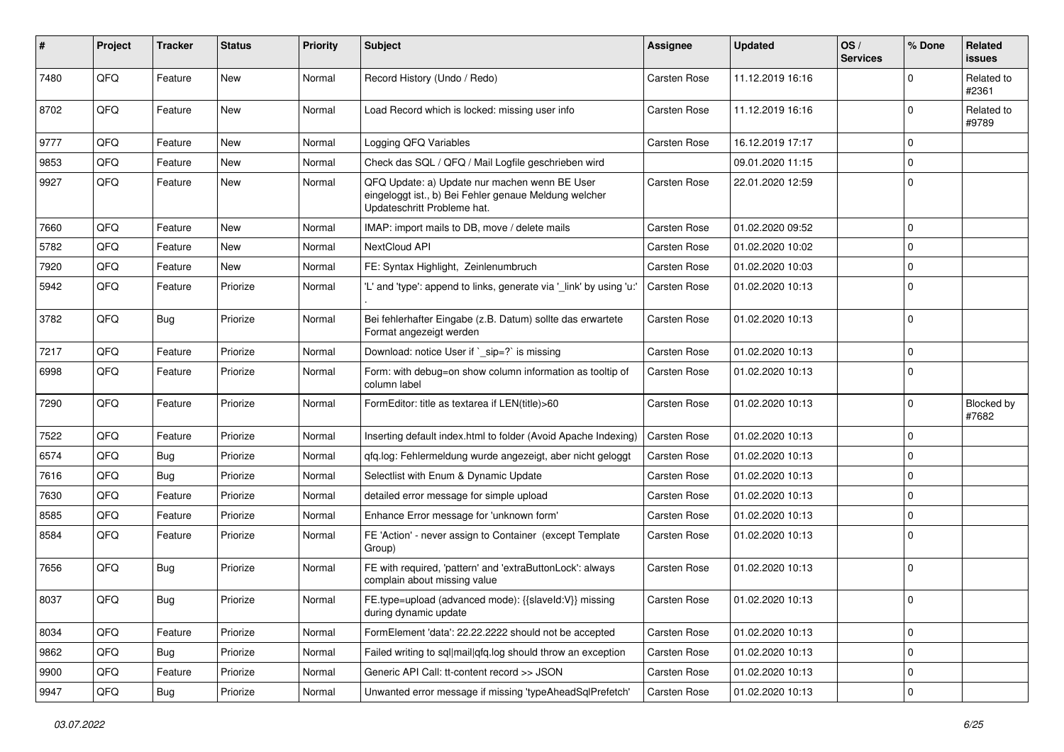| # | Project | Tracker | Status | Priority | Subject | Assignee | Updated | OS / Services | % Done | Related issues |
|---|---|---|---|---|---|---|---|---|---|---|
| 7480 | QFQ | Feature | New | Normal | Record History (Undo / Redo) | Carsten Rose | 11.12.2019 16:16 | | 0 | Related to #2361 |
| 8702 | QFQ | Feature | New | Normal | Load Record which is locked: missing user info | Carsten Rose | 11.12.2019 16:16 | | 0 | Related to #9789 |
| 9777 | QFQ | Feature | New | Normal | Logging QFQ Variables | Carsten Rose | 16.12.2019 17:17 | | 0 | |
| 9853 | QFQ | Feature | New | Normal | Check das SQL / QFQ / Mail Logfile geschrieben wird | | 09.01.2020 11:15 | | 0 | |
| 9927 | QFQ | Feature | New | Normal | QFQ Update: a) Update nur machen wenn BE User eingeloggt ist., b) Bei Fehler genaue Meldung welcher Updateschritt Probleme hat. | Carsten Rose | 22.01.2020 12:59 | | 0 | |
| 7660 | QFQ | Feature | New | Normal | IMAP: import mails to DB, move / delete mails | Carsten Rose | 01.02.2020 09:52 | | 0 | |
| 5782 | QFQ | Feature | New | Normal | NextCloud API | Carsten Rose | 01.02.2020 10:02 | | 0 | |
| 7920 | QFQ | Feature | New | Normal | FE: Syntax Highlight, Zeinlenumbruch | Carsten Rose | 01.02.2020 10:03 | | 0 | |
| 5942 | QFQ | Feature | Priorize | Normal | 'L' and 'type': append to links, generate via '_link' by using 'u:' . | Carsten Rose | 01.02.2020 10:13 | | 0 | |
| 3782 | QFQ | Bug | Priorize | Normal | Bei fehlerhafter Eingabe (z.B. Datum) sollte das erwartete Format angezeigt werden | Carsten Rose | 01.02.2020 10:13 | | 0 | |
| 7217 | QFQ | Feature | Priorize | Normal | Download: notice User if `_sip=?` is missing | Carsten Rose | 01.02.2020 10:13 | | 0 | |
| 6998 | QFQ | Feature | Priorize | Normal | Form: with debug=on show column information as tooltip of column label | Carsten Rose | 01.02.2020 10:13 | | 0 | |
| 7290 | QFQ | Feature | Priorize | Normal | FormEditor: title as textarea if LEN(title)>60 | Carsten Rose | 01.02.2020 10:13 | | 0 | Blocked by #7682 |
| 7522 | QFQ | Feature | Priorize | Normal | Inserting default index.html to folder (Avoid Apache Indexing) | Carsten Rose | 01.02.2020 10:13 | | 0 | |
| 6574 | QFQ | Bug | Priorize | Normal | qfq.log: Fehlermeldung wurde angezeigt, aber nicht geloggt | Carsten Rose | 01.02.2020 10:13 | | 0 | |
| 7616 | QFQ | Bug | Priorize | Normal | Selectlist with Enum & Dynamic Update | Carsten Rose | 01.02.2020 10:13 | | 0 | |
| 7630 | QFQ | Feature | Priorize | Normal | detailed error message for simple upload | Carsten Rose | 01.02.2020 10:13 | | 0 | |
| 8585 | QFQ | Feature | Priorize | Normal | Enhance Error message for 'unknown form' | Carsten Rose | 01.02.2020 10:13 | | 0 | |
| 8584 | QFQ | Feature | Priorize | Normal | FE 'Action' - never assign to Container (except Template Group) | Carsten Rose | 01.02.2020 10:13 | | 0 | |
| 7656 | QFQ | Bug | Priorize | Normal | FE with required, 'pattern' and 'extraButtonLock': always complain about missing value | Carsten Rose | 01.02.2020 10:13 | | 0 | |
| 8037 | QFQ | Bug | Priorize | Normal | FE.type=upload (advanced mode): {{slaveId:V}} missing during dynamic update | Carsten Rose | 01.02.2020 10:13 | | 0 | |
| 8034 | QFQ | Feature | Priorize | Normal | FormElement 'data': 22.22.2222 should not be accepted | Carsten Rose | 01.02.2020 10:13 | | 0 | |
| 9862 | QFQ | Bug | Priorize | Normal | Failed writing to sql\|mail\|qfq.log should throw an exception | Carsten Rose | 01.02.2020 10:13 | | 0 | |
| 9900 | QFQ | Feature | Priorize | Normal | Generic API Call: tt-content record >> JSON | Carsten Rose | 01.02.2020 10:13 | | 0 | |
| 9947 | QFQ | Bug | Priorize | Normal | Unwanted error message if missing 'typeAheadSqlPrefetch' | Carsten Rose | 01.02.2020 10:13 | | 0 | |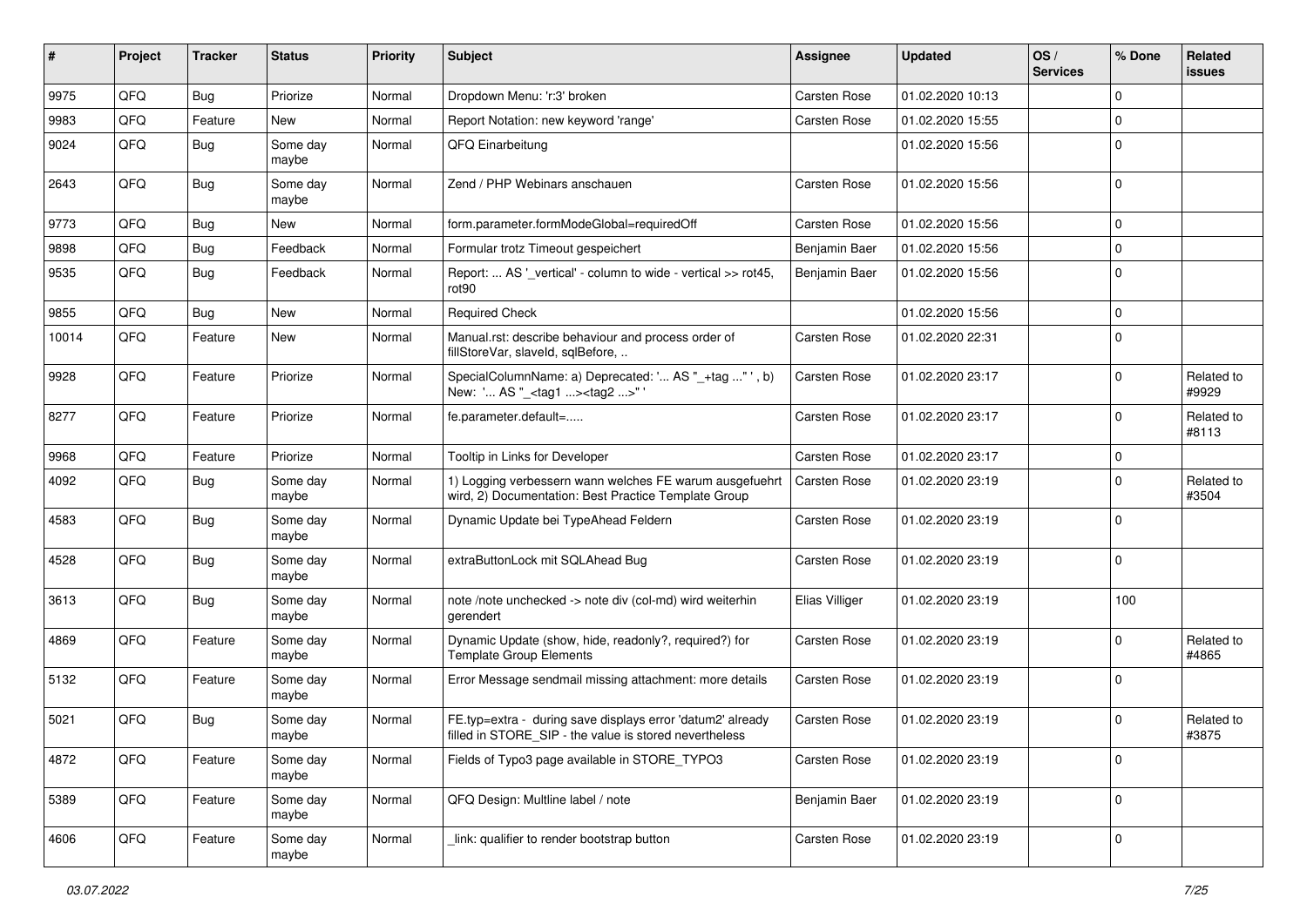| # | Project | Tracker | Status | Priority | Subject | Assignee | Updated | OS / Services | % Done | Related issues |
|---|---|---|---|---|---|---|---|---|---|---|
| 9975 | QFQ | Bug | Priorize | Normal | Dropdown Menu: 'r:3' broken | Carsten Rose | 01.02.2020 10:13 | | 0 | |
| 9983 | QFQ | Feature | New | Normal | Report Notation: new keyword 'range' | Carsten Rose | 01.02.2020 15:55 | | 0 | |
| 9024 | QFQ | Bug | Some day maybe | Normal | QFQ Einarbeitung | | 01.02.2020 15:56 | | 0 | |
| 2643 | QFQ | Bug | Some day maybe | Normal | Zend / PHP Webinars anschauen | Carsten Rose | 01.02.2020 15:56 | | 0 | |
| 9773 | QFQ | Bug | New | Normal | form.parameter.formModeGlobal=requiredOff | Carsten Rose | 01.02.2020 15:56 | | 0 | |
| 9898 | QFQ | Bug | Feedback | Normal | Formular trotz Timeout gespeichert | Benjamin Baer | 01.02.2020 15:56 | | 0 | |
| 9535 | QFQ | Bug | Feedback | Normal | Report: ... AS '_vertical' - column to wide - vertical >> rot45, rot90 | Benjamin Baer | 01.02.2020 15:56 | | 0 | |
| 9855 | QFQ | Bug | New | Normal | Required Check | | 01.02.2020 15:56 | | 0 | |
| 10014 | QFQ | Feature | New | Normal | Manual.rst: describe behaviour and process order of fillStoreVar, slaveId, sqlBefore, .. | Carsten Rose | 01.02.2020 22:31 | | 0 | |
| 9928 | QFQ | Feature | Priorize | Normal | SpecialColumnName: a) Deprecated: '... AS "_+tag ..." ', b) New: '... AS "_<tag1 ...><tag2 ...>" ' | Carsten Rose | 01.02.2020 23:17 | | 0 | Related to #9929 |
| 8277 | QFQ | Feature | Priorize | Normal | fe.parameter.default=..... | Carsten Rose | 01.02.2020 23:17 | | 0 | Related to #8113 |
| 9968 | QFQ | Feature | Priorize | Normal | Tooltip in Links for Developer | Carsten Rose | 01.02.2020 23:17 | | 0 | |
| 4092 | QFQ | Bug | Some day maybe | Normal | 1) Logging verbessern wann welches FE warum ausgefuehrt wird, 2) Documentation: Best Practice Template Group | Carsten Rose | 01.02.2020 23:19 | | 0 | Related to #3504 |
| 4583 | QFQ | Bug | Some day maybe | Normal | Dynamic Update bei TypeAhead Feldern | Carsten Rose | 01.02.2020 23:19 | | 0 | |
| 4528 | QFQ | Bug | Some day maybe | Normal | extraButtonLock mit SQLAhead Bug | Carsten Rose | 01.02.2020 23:19 | | 0 | |
| 3613 | QFQ | Bug | Some day maybe | Normal | note /note unchecked -> note div (col-md) wird weiterhin gerendert | Elias Villiger | 01.02.2020 23:19 | | 100 | |
| 4869 | QFQ | Feature | Some day maybe | Normal | Dynamic Update (show, hide, readonly?, required?) for Template Group Elements | Carsten Rose | 01.02.2020 23:19 | | 0 | Related to #4865 |
| 5132 | QFQ | Feature | Some day maybe | Normal | Error Message sendmail missing attachment: more details | Carsten Rose | 01.02.2020 23:19 | | 0 | |
| 5021 | QFQ | Bug | Some day maybe | Normal | FE.typ=extra - during save displays error 'datum2' already filled in STORE_SIP - the value is stored nevertheless | Carsten Rose | 01.02.2020 23:19 | | 0 | Related to #3875 |
| 4872 | QFQ | Feature | Some day maybe | Normal | Fields of Typo3 page available in STORE_TYPO3 | Carsten Rose | 01.02.2020 23:19 | | 0 | |
| 5389 | QFQ | Feature | Some day maybe | Normal | QFQ Design: Multline label / note | Benjamin Baer | 01.02.2020 23:19 | | 0 | |
| 4606 | QFQ | Feature | Some day maybe | Normal | _link: qualifier to render bootstrap button | Carsten Rose | 01.02.2020 23:19 | | 0 | |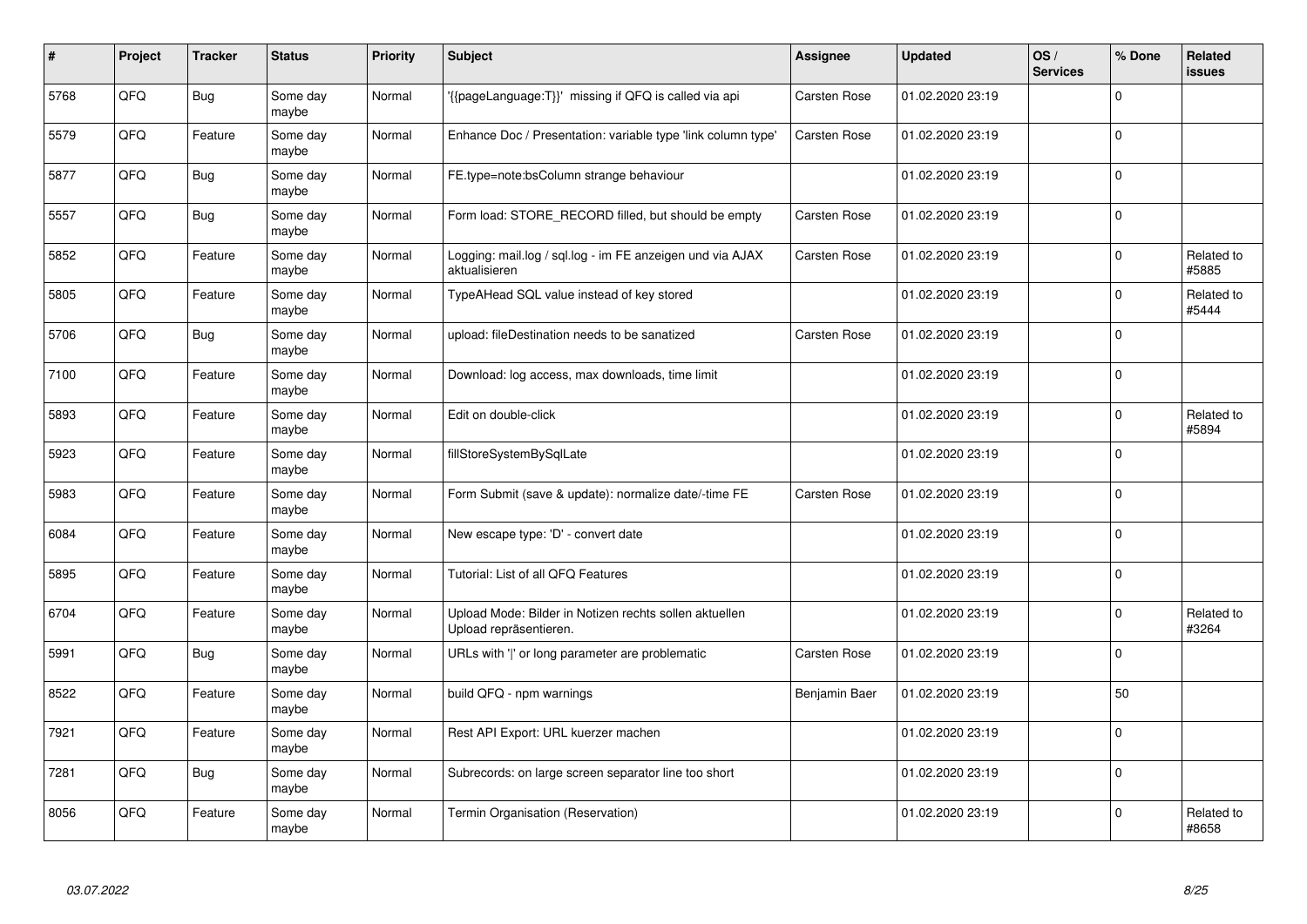| # | Project | Tracker | Status | Priority | Subject | Assignee | Updated | OS / Services | % Done | Related issues |
|---|---|---|---|---|---|---|---|---|---|---|
| 5768 | QFQ | Bug | Some day maybe | Normal | '{{pageLanguage:T}}' missing if QFQ is called via api | Carsten Rose | 01.02.2020 23:19 | | 0 | |
| 5579 | QFQ | Feature | Some day maybe | Normal | Enhance Doc / Presentation: variable type 'link column type' | Carsten Rose | 01.02.2020 23:19 | | 0 | |
| 5877 | QFQ | Bug | Some day maybe | Normal | FE.type=note:bsColumn strange behaviour | | 01.02.2020 23:19 | | 0 | |
| 5557 | QFQ | Bug | Some day maybe | Normal | Form load: STORE_RECORD filled, but should be empty | Carsten Rose | 01.02.2020 23:19 | | 0 | |
| 5852 | QFQ | Feature | Some day maybe | Normal | Logging: mail.log / sql.log - im FE anzeigen und via AJAX aktualisieren | Carsten Rose | 01.02.2020 23:19 | | 0 | Related to #5885 |
| 5805 | QFQ | Feature | Some day maybe | Normal | TypeAHead SQL value instead of key stored | | 01.02.2020 23:19 | | 0 | Related to #5444 |
| 5706 | QFQ | Bug | Some day maybe | Normal | upload: fileDestination needs to be sanatized | Carsten Rose | 01.02.2020 23:19 | | 0 | |
| 7100 | QFQ | Feature | Some day maybe | Normal | Download: log access, max downloads, time limit | | 01.02.2020 23:19 | | 0 | |
| 5893 | QFQ | Feature | Some day maybe | Normal | Edit on double-click | | 01.02.2020 23:19 | | 0 | Related to #5894 |
| 5923 | QFQ | Feature | Some day maybe | Normal | fillStoreSystemBySqlLate | | 01.02.2020 23:19 | | 0 | |
| 5983 | QFQ | Feature | Some day maybe | Normal | Form Submit (save & update): normalize date/-time FE | Carsten Rose | 01.02.2020 23:19 | | 0 | |
| 6084 | QFQ | Feature | Some day maybe | Normal | New escape type: 'D' - convert date | | 01.02.2020 23:19 | | 0 | |
| 5895 | QFQ | Feature | Some day maybe | Normal | Tutorial: List of all QFQ Features | | 01.02.2020 23:19 | | 0 | |
| 6704 | QFQ | Feature | Some day maybe | Normal | Upload Mode: Bilder in Notizen rechts sollen aktuellen Upload repräsentieren. | | 01.02.2020 23:19 | | 0 | Related to #3264 |
| 5991 | QFQ | Bug | Some day maybe | Normal | URLs with '\|' or long parameter are problematic | Carsten Rose | 01.02.2020 23:19 | | 0 | |
| 8522 | QFQ | Feature | Some day maybe | Normal | build QFQ - npm warnings | Benjamin Baer | 01.02.2020 23:19 | | 50 | |
| 7921 | QFQ | Feature | Some day maybe | Normal | Rest API Export: URL kuerzer machen | | 01.02.2020 23:19 | | 0 | |
| 7281 | QFQ | Bug | Some day maybe | Normal | Subrecords: on large screen separator line too short | | 01.02.2020 23:19 | | 0 | |
| 8056 | QFQ | Feature | Some day maybe | Normal | Termin Organisation (Reservation) | | 01.02.2020 23:19 | | 0 | Related to #8658 |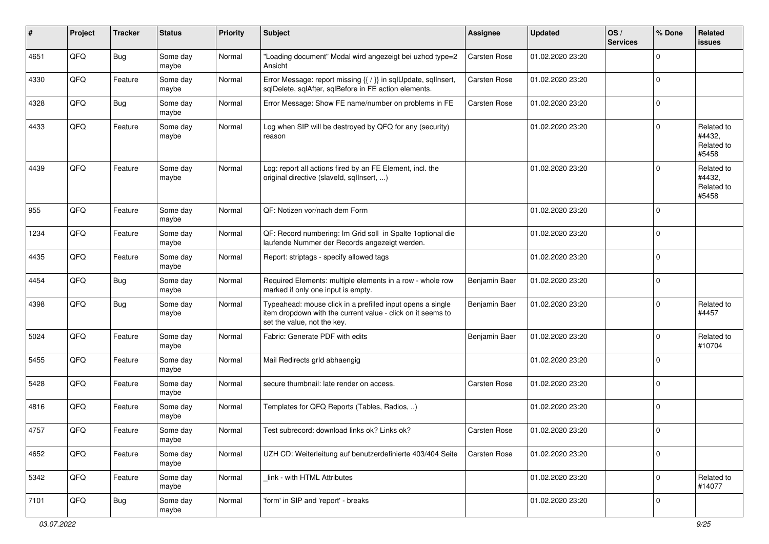| # | Project | Tracker | Status | Priority | Subject | Assignee | Updated | OS / Services | % Done | Related issues |
|---|---|---|---|---|---|---|---|---|---|---|
| 4651 | QFQ | Bug | Some day maybe | Normal | "Loading document" Modal wird angezeigt bei uzhcd type=2 Ansicht | Carsten Rose | 01.02.2020 23:20 | | 0 | |
| 4330 | QFQ | Feature | Some day maybe | Normal | Error Message: report missing {{ / }} in sqlUpdate, sqlInsert, sqlDelete, sqlAfter, sqlBefore in FE action elements. | Carsten Rose | 01.02.2020 23:20 | | 0 | |
| 4328 | QFQ | Bug | Some day maybe | Normal | Error Message: Show FE name/number on problems in FE | Carsten Rose | 01.02.2020 23:20 | | 0 | |
| 4433 | QFQ | Feature | Some day maybe | Normal | Log when SIP will be destroyed by QFQ for any (security) reason | | 01.02.2020 23:20 | | 0 | Related to #4432, Related to #5458 |
| 4439 | QFQ | Feature | Some day maybe | Normal | Log: report all actions fired by an FE Element, incl. the original directive (slaveId, sqlInsert, ...) | | 01.02.2020 23:20 | | 0 | Related to #4432, Related to #5458 |
| 955 | QFQ | Feature | Some day maybe | Normal | QF: Notizen vor/nach dem Form | | 01.02.2020 23:20 | | 0 | |
| 1234 | QFQ | Feature | Some day maybe | Normal | QF: Record numbering: Im Grid soll in Spalte 1optional die laufende Nummer der Records angezeigt werden. | | 01.02.2020 23:20 | | 0 | |
| 4435 | QFQ | Feature | Some day maybe | Normal | Report: striptags - specify allowed tags | | 01.02.2020 23:20 | | 0 | |
| 4454 | QFQ | Bug | Some day maybe | Normal | Required Elements: multiple elements in a row - whole row marked if only one input is empty. | Benjamin Baer | 01.02.2020 23:20 | | 0 | |
| 4398 | QFQ | Bug | Some day maybe | Normal | Typeahead: mouse click in a prefilled input opens a single item dropdown with the current value - click on it seems to set the value, not the key. | Benjamin Baer | 01.02.2020 23:20 | | 0 | Related to #4457 |
| 5024 | QFQ | Feature | Some day maybe | Normal | Fabric: Generate PDF with edits | Benjamin Baer | 01.02.2020 23:20 | | 0 | Related to #10704 |
| 5455 | QFQ | Feature | Some day maybe | Normal | Mail Redirects grId abhaengig | | 01.02.2020 23:20 | | 0 | |
| 5428 | QFQ | Feature | Some day maybe | Normal | secure thumbnail: late render on access. | Carsten Rose | 01.02.2020 23:20 | | 0 | |
| 4816 | QFQ | Feature | Some day maybe | Normal | Templates for QFQ Reports (Tables, Radios, ..) | | 01.02.2020 23:20 | | 0 | |
| 4757 | QFQ | Feature | Some day maybe | Normal | Test subrecord: download links ok? Links ok? | Carsten Rose | 01.02.2020 23:20 | | 0 | |
| 4652 | QFQ | Feature | Some day maybe | Normal | UZH CD: Weiterleitung auf benutzerdefinierte 403/404 Seite | Carsten Rose | 01.02.2020 23:20 | | 0 | |
| 5342 | QFQ | Feature | Some day maybe | Normal | _link - with HTML Attributes | | 01.02.2020 23:20 | | 0 | Related to #14077 |
| 7101 | QFQ | Bug | Some day maybe | Normal | 'form' in SIP and 'report' - breaks | | 01.02.2020 23:20 | | 0 | |

*03.07.2022*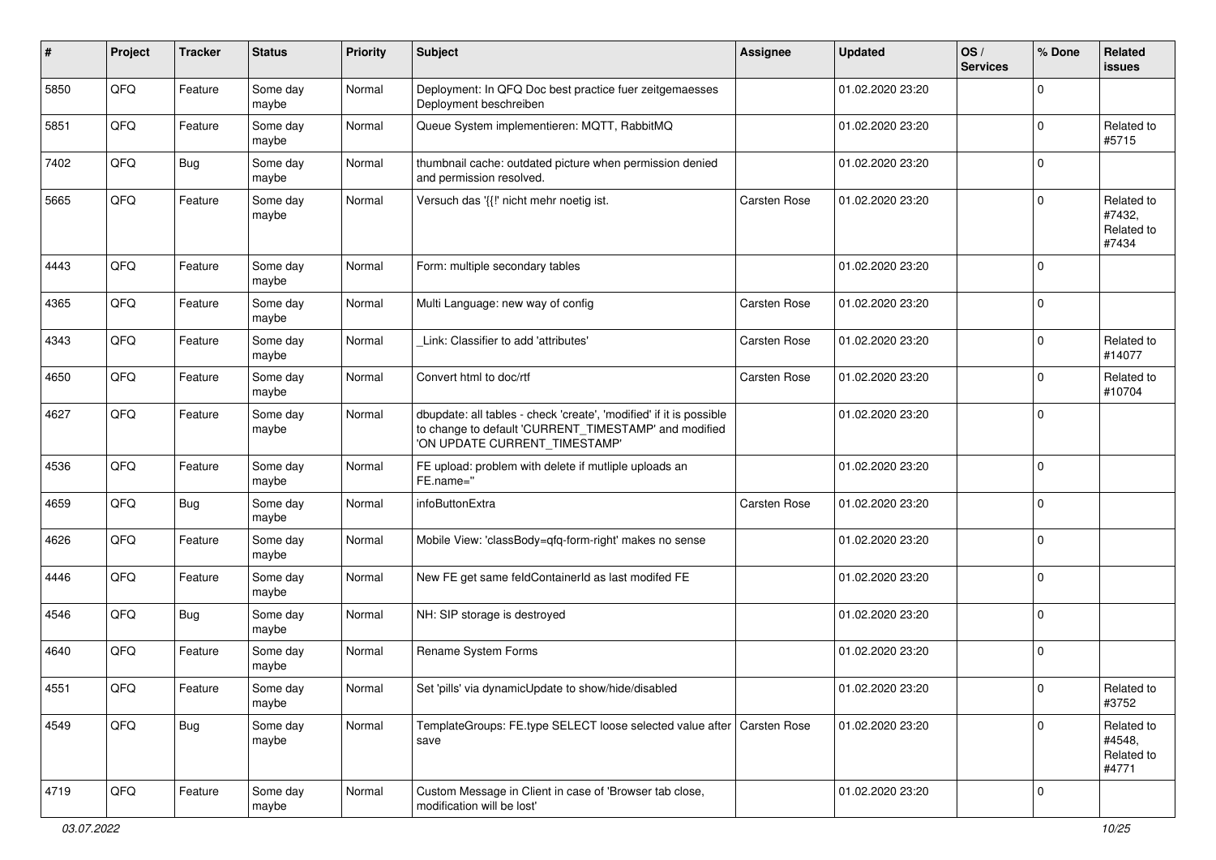| # | Project | Tracker | Status | Priority | Subject | Assignee | Updated | OS / Services | % Done | Related issues |
|---|---|---|---|---|---|---|---|---|---|---|
| 5850 | QFQ | Feature | Some day maybe | Normal | Deployment: In QFQ Doc best practice fuer zeitgemaesses Deployment beschreiben | | 01.02.2020 23:20 | | 0 | |
| 5851 | QFQ | Feature | Some day maybe | Normal | Queue System implementieren: MQTT, RabbitMQ | | 01.02.2020 23:20 | | 0 | Related to #5715 |
| 7402 | QFQ | Bug | Some day maybe | Normal | thumbnail cache: outdated picture when permission denied and permission resolved. | | 01.02.2020 23:20 | | 0 | |
| 5665 | QFQ | Feature | Some day maybe | Normal | Versuch das '{{!' nicht mehr noetig ist. | Carsten Rose | 01.02.2020 23:20 | | 0 | Related to #7432, Related to #7434 |
| 4443 | QFQ | Feature | Some day maybe | Normal | Form: multiple secondary tables | | 01.02.2020 23:20 | | 0 | |
| 4365 | QFQ | Feature | Some day maybe | Normal | Multi Language: new way of config | Carsten Rose | 01.02.2020 23:20 | | 0 | |
| 4343 | QFQ | Feature | Some day maybe | Normal | _Link: Classifier to add 'attributes' | Carsten Rose | 01.02.2020 23:20 | | 0 | Related to #14077 |
| 4650 | QFQ | Feature | Some day maybe | Normal | Convert html to doc/rtf | Carsten Rose | 01.02.2020 23:20 | | 0 | Related to #10704 |
| 4627 | QFQ | Feature | Some day maybe | Normal | dbupdate: all tables - check 'create', 'modified' if it is possible to change to default 'CURRENT_TIMESTAMP' and modified 'ON UPDATE CURRENT_TIMESTAMP' | | 01.02.2020 23:20 | | 0 | |
| 4536 | QFQ | Feature | Some day maybe | Normal | FE upload: problem with delete if mutliple uploads an FE.name='' | | 01.02.2020 23:20 | | 0 | |
| 4659 | QFQ | Bug | Some day maybe | Normal | infoButtonExtra | Carsten Rose | 01.02.2020 23:20 | | 0 | |
| 4626 | QFQ | Feature | Some day maybe | Normal | Mobile View: 'classBody=qfq-form-right' makes no sense | | 01.02.2020 23:20 | | 0 | |
| 4446 | QFQ | Feature | Some day maybe | Normal | New FE get same feldContainerId as last modifed FE | | 01.02.2020 23:20 | | 0 | |
| 4546 | QFQ | Bug | Some day maybe | Normal | NH: SIP storage is destroyed | | 01.02.2020 23:20 | | 0 | |
| 4640 | QFQ | Feature | Some day maybe | Normal | Rename System Forms | | 01.02.2020 23:20 | | 0 | |
| 4551 | QFQ | Feature | Some day maybe | Normal | Set 'pills' via dynamicUpdate to show/hide/disabled | | 01.02.2020 23:20 | | 0 | Related to #3752 |
| 4549 | QFQ | Bug | Some day maybe | Normal | TemplateGroups: FE.type SELECT loose selected value after save | Carsten Rose | 01.02.2020 23:20 | | 0 | Related to #4548, Related to #4771 |
| 4719 | QFQ | Feature | Some day maybe | Normal | Custom Message in Client in case of 'Browser tab close, modification will be lost' | | 01.02.2020 23:20 | | 0 | |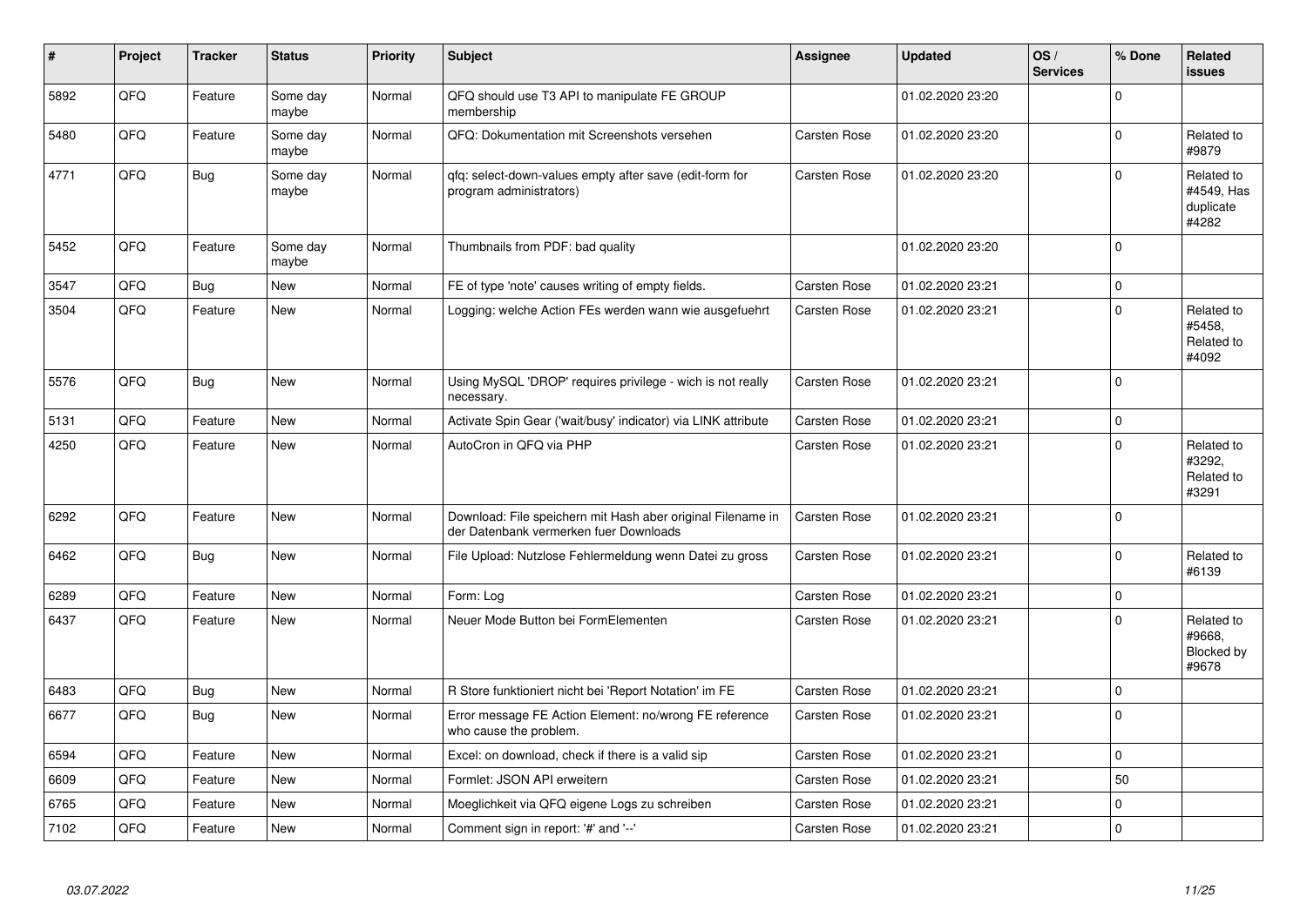| # | Project | Tracker | Status | Priority | Subject | Assignee | Updated | OS / Services | % Done | Related issues |
|---|---|---|---|---|---|---|---|---|---|---|
| 5892 | QFQ | Feature | Some day maybe | Normal | QFQ should use T3 API to manipulate FE GROUP membership | | 01.02.2020 23:20 | | 0 | |
| 5480 | QFQ | Feature | Some day maybe | Normal | QFQ: Dokumentation mit Screenshots versehen | Carsten Rose | 01.02.2020 23:20 | | 0 | Related to #9879 |
| 4771 | QFQ | Bug | Some day maybe | Normal | qfq: select-down-values empty after save (edit-form for program administrators) | Carsten Rose | 01.02.2020 23:20 | | 0 | Related to #4549, Has duplicate #4282 |
| 5452 | QFQ | Feature | Some day maybe | Normal | Thumbnails from PDF: bad quality | | 01.02.2020 23:20 | | 0 | |
| 3547 | QFQ | Bug | New | Normal | FE of type 'note' causes writing of empty fields. | Carsten Rose | 01.02.2020 23:21 | | 0 | |
| 3504 | QFQ | Feature | New | Normal | Logging: welche Action FEs werden wann wie ausgefuehrt | Carsten Rose | 01.02.2020 23:21 | | 0 | Related to #5458, Related to #4092 |
| 5576 | QFQ | Bug | New | Normal | Using MySQL 'DROP' requires privilege - wich is not really necessary. | Carsten Rose | 01.02.2020 23:21 | | 0 | |
| 5131 | QFQ | Feature | New | Normal | Activate Spin Gear ('wait/busy' indicator) via LINK attribute | Carsten Rose | 01.02.2020 23:21 | | 0 | |
| 4250 | QFQ | Feature | New | Normal | AutoCron in QFQ via PHP | Carsten Rose | 01.02.2020 23:21 | | 0 | Related to #3292, Related to #3291 |
| 6292 | QFQ | Feature | New | Normal | Download: File speichern mit Hash aber original Filename in der Datenbank vermerken fuer Downloads | Carsten Rose | 01.02.2020 23:21 | | 0 | |
| 6462 | QFQ | Bug | New | Normal | File Upload: Nutzlose Fehlermeldung wenn Datei zu gross | Carsten Rose | 01.02.2020 23:21 | | 0 | Related to #6139 |
| 6289 | QFQ | Feature | New | Normal | Form: Log | Carsten Rose | 01.02.2020 23:21 | | 0 | |
| 6437 | QFQ | Feature | New | Normal | Neuer Mode Button bei FormElementen | Carsten Rose | 01.02.2020 23:21 | | 0 | Related to #9668, Blocked by #9678 |
| 6483 | QFQ | Bug | New | Normal | R Store funktioniert nicht bei 'Report Notation' im FE | Carsten Rose | 01.02.2020 23:21 | | 0 | |
| 6677 | QFQ | Bug | New | Normal | Error message FE Action Element: no/wrong FE reference who cause the problem. | Carsten Rose | 01.02.2020 23:21 | | 0 | |
| 6594 | QFQ | Feature | New | Normal | Excel: on download, check if there is a valid sip | Carsten Rose | 01.02.2020 23:21 | | 0 | |
| 6609 | QFQ | Feature | New | Normal | Formlet: JSON API erweitern | Carsten Rose | 01.02.2020 23:21 | | 50 | |
| 6765 | QFQ | Feature | New | Normal | Moeglichkeit via QFQ eigene Logs zu schreiben | Carsten Rose | 01.02.2020 23:21 | | 0 | |
| 7102 | QFQ | Feature | New | Normal | Comment sign in report: '#' and '--' | Carsten Rose | 01.02.2020 23:21 | | 0 | |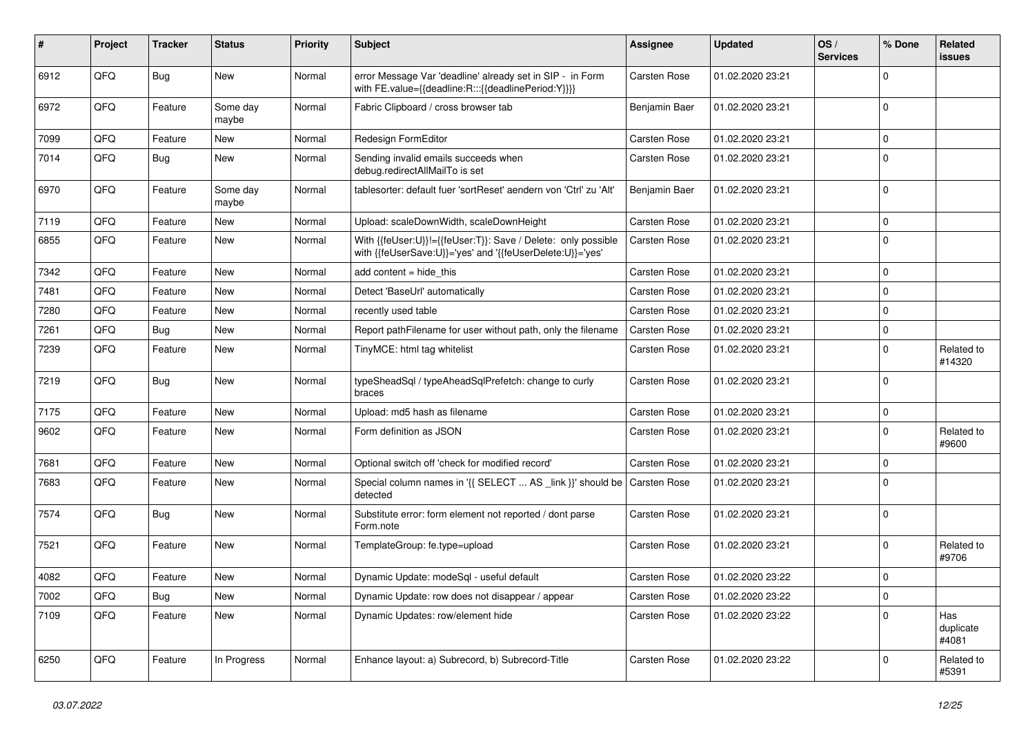| # | Project | Tracker | Status | Priority | Subject | Assignee | Updated | OS / Services | % Done | Related issues |
|---|---|---|---|---|---|---|---|---|---|---|
| 6912 | QFQ | Bug | New | Normal | error Message Var 'deadline' already set in SIP - in Form with FE.value={{deadline:R:::{{deadlinePeriod:Y}}}} | Carsten Rose | 01.02.2020 23:21 | | 0 | |
| 6972 | QFQ | Feature | Some day maybe | Normal | Fabric Clipboard / cross browser tab | Benjamin Baer | 01.02.2020 23:21 | | 0 | |
| 7099 | QFQ | Feature | New | Normal | Redesign FormEditor | Carsten Rose | 01.02.2020 23:21 | | 0 | |
| 7014 | QFQ | Bug | New | Normal | Sending invalid emails succeeds when debug.redirectAllMailTo is set | Carsten Rose | 01.02.2020 23:21 | | 0 | |
| 6970 | QFQ | Feature | Some day maybe | Normal | tablesorter: default fuer 'sortReset' aendern von 'Ctrl' zu 'Alt' | Benjamin Baer | 01.02.2020 23:21 | | 0 | |
| 7119 | QFQ | Feature | New | Normal | Upload: scaleDownWidth, scaleDownHeight | Carsten Rose | 01.02.2020 23:21 | | 0 | |
| 6855 | QFQ | Feature | New | Normal | With {{feUser:U}}!={{feUser:T}}: Save / Delete: only possible with {{feUserSave:U}}='yes' and '{{feUserDelete:U}}='yes' | Carsten Rose | 01.02.2020 23:21 | | 0 | |
| 7342 | QFQ | Feature | New | Normal | add content = hide_this | Carsten Rose | 01.02.2020 23:21 | | 0 | |
| 7481 | QFQ | Feature | New | Normal | Detect 'BaseUrl' automatically | Carsten Rose | 01.02.2020 23:21 | | 0 | |
| 7280 | QFQ | Feature | New | Normal | recently used table | Carsten Rose | 01.02.2020 23:21 | | 0 | |
| 7261 | QFQ | Bug | New | Normal | Report pathFilename for user without path, only the filename | Carsten Rose | 01.02.2020 23:21 | | 0 | |
| 7239 | QFQ | Feature | New | Normal | TinyMCE: html tag whitelist | Carsten Rose | 01.02.2020 23:21 | | 0 | Related to #14320 |
| 7219 | QFQ | Bug | New | Normal | typeSheadSql / typeAheadSqlPrefetch: change to curly braces | Carsten Rose | 01.02.2020 23:21 | | 0 | |
| 7175 | QFQ | Feature | New | Normal | Upload: md5 hash as filename | Carsten Rose | 01.02.2020 23:21 | | 0 | |
| 9602 | QFQ | Feature | New | Normal | Form definition as JSON | Carsten Rose | 01.02.2020 23:21 | | 0 | Related to #9600 |
| 7681 | QFQ | Feature | New | Normal | Optional switch off 'check for modified record' | Carsten Rose | 01.02.2020 23:21 | | 0 | |
| 7683 | QFQ | Feature | New | Normal | Special column names in '{{ SELECT ... AS _link }}' should be detected | Carsten Rose | 01.02.2020 23:21 | | 0 | |
| 7574 | QFQ | Bug | New | Normal | Substitute error: form element not reported / dont parse Form.note | Carsten Rose | 01.02.2020 23:21 | | 0 | |
| 7521 | QFQ | Feature | New | Normal | TemplateGroup: fe.type=upload | Carsten Rose | 01.02.2020 23:21 | | 0 | Related to #9706 |
| 4082 | QFQ | Feature | New | Normal | Dynamic Update: modeSql - useful default | Carsten Rose | 01.02.2020 23:22 | | 0 | |
| 7002 | QFQ | Bug | New | Normal | Dynamic Update: row does not disappear / appear | Carsten Rose | 01.02.2020 23:22 | | 0 | |
| 7109 | QFQ | Feature | New | Normal | Dynamic Updates: row/element hide | Carsten Rose | 01.02.2020 23:22 | | 0 | Has duplicate #4081 |
| 6250 | QFQ | Feature | In Progress | Normal | Enhance layout: a) Subrecord, b) Subrecord-Title | Carsten Rose | 01.02.2020 23:22 | | 0 | Related to #5391 |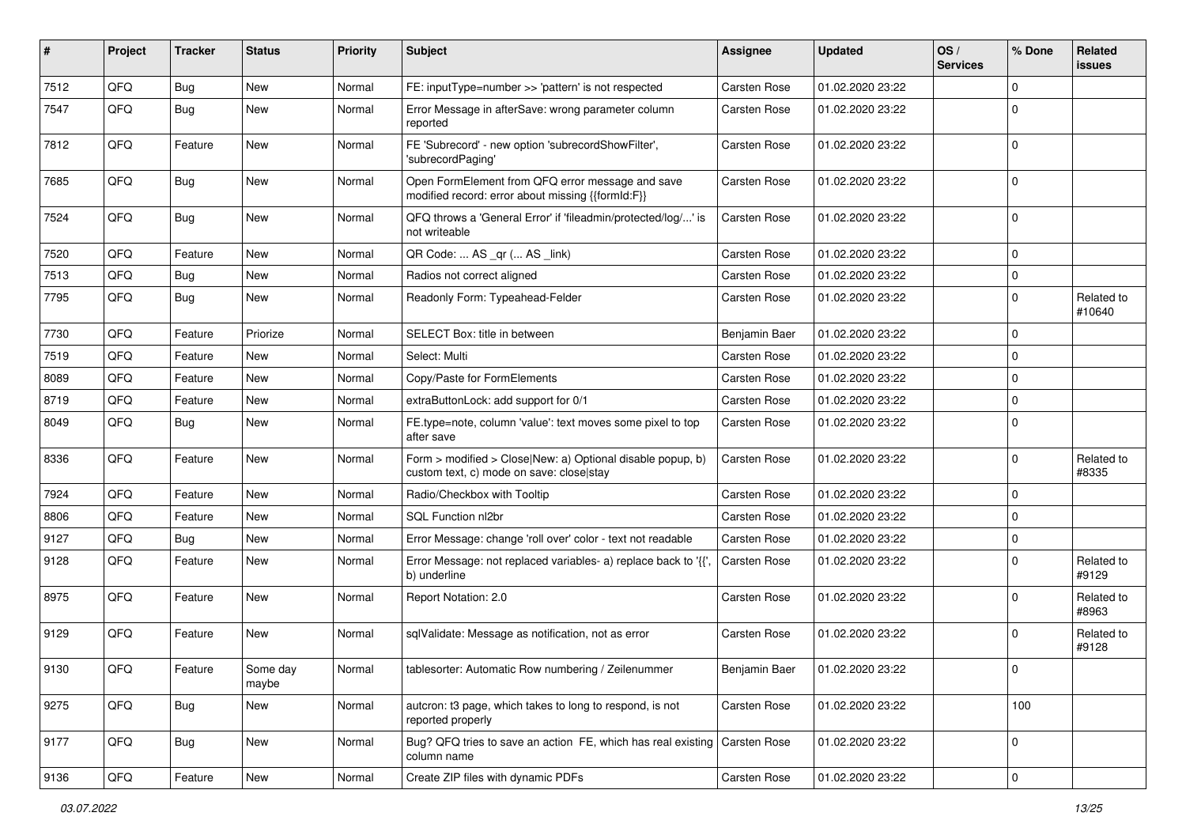| # | Project | Tracker | Status | Priority | Subject | Assignee | Updated | OS / Services | % Done | Related issues |
|---|---|---|---|---|---|---|---|---|---|---|
| 7512 | QFQ | Bug | New | Normal | FE: inputType=number >> 'pattern' is not respected | Carsten Rose | 01.02.2020 23:22 | | 0 | |
| 7547 | QFQ | Bug | New | Normal | Error Message in afterSave: wrong parameter column reported | Carsten Rose | 01.02.2020 23:22 | | 0 | |
| 7812 | QFQ | Feature | New | Normal | FE 'Subrecord' - new option 'subrecordShowFilter', 'subrecordPaging' | Carsten Rose | 01.02.2020 23:22 | | 0 | |
| 7685 | QFQ | Bug | New | Normal | Open FormElement from QFQ error message and save modified record: error about missing {{formId:F}} | Carsten Rose | 01.02.2020 23:22 | | 0 | |
| 7524 | QFQ | Bug | New | Normal | QFQ throws a 'General Error' if 'fileadmin/protected/log/...' is not writeable | Carsten Rose | 01.02.2020 23:22 | | 0 | |
| 7520 | QFQ | Feature | New | Normal | QR Code: ... AS _qr (... AS _link) | Carsten Rose | 01.02.2020 23:22 | | 0 | |
| 7513 | QFQ | Bug | New | Normal | Radios not correct aligned | Carsten Rose | 01.02.2020 23:22 | | 0 | |
| 7795 | QFQ | Bug | New | Normal | Readonly Form: Typeahead-Felder | Carsten Rose | 01.02.2020 23:22 | | 0 | Related to #10640 |
| 7730 | QFQ | Feature | Priorize | Normal | SELECT Box: title in between | Benjamin Baer | 01.02.2020 23:22 | | 0 | |
| 7519 | QFQ | Feature | New | Normal | Select: Multi | Carsten Rose | 01.02.2020 23:22 | | 0 | |
| 8089 | QFQ | Feature | New | Normal | Copy/Paste for FormElements | Carsten Rose | 01.02.2020 23:22 | | 0 | |
| 8719 | QFQ | Feature | New | Normal | extraButtonLock: add support for 0/1 | Carsten Rose | 01.02.2020 23:22 | | 0 | |
| 8049 | QFQ | Bug | New | Normal | FE.type=note, column 'value': text moves some pixel to top after save | Carsten Rose | 01.02.2020 23:22 | | 0 | |
| 8336 | QFQ | Feature | New | Normal | Form > modified > Close\|New: a) Optional disable popup, b) custom text, c) mode on save: close\|stay | Carsten Rose | 01.02.2020 23:22 | | 0 | Related to #8335 |
| 7924 | QFQ | Feature | New | Normal | Radio/Checkbox with Tooltip | Carsten Rose | 01.02.2020 23:22 | | 0 | |
| 8806 | QFQ | Feature | New | Normal | SQL Function nl2br | Carsten Rose | 01.02.2020 23:22 | | 0 | |
| 9127 | QFQ | Bug | New | Normal | Error Message: change 'roll over' color - text not readable | Carsten Rose | 01.02.2020 23:22 | | 0 | |
| 9128 | QFQ | Feature | New | Normal | Error Message: not replaced variables- a) replace back to '{{', b) underline | Carsten Rose | 01.02.2020 23:22 | | 0 | Related to #9129 |
| 8975 | QFQ | Feature | New | Normal | Report Notation: 2.0 | Carsten Rose | 01.02.2020 23:22 | | 0 | Related to #8963 |
| 9129 | QFQ | Feature | New | Normal | sqlValidate: Message as notification, not as error | Carsten Rose | 01.02.2020 23:22 | | 0 | Related to #9128 |
| 9130 | QFQ | Feature | Some day maybe | Normal | tablesorter: Automatic Row numbering / Zeilenummer | Benjamin Baer | 01.02.2020 23:22 | | 0 | |
| 9275 | QFQ | Bug | New | Normal | autcron: t3 page, which takes to long to respond, is not reported properly | Carsten Rose | 01.02.2020 23:22 | | 100 | |
| 9177 | QFQ | Bug | New | Normal | Bug? QFQ tries to save an action FE, which has real existing column name | Carsten Rose | 01.02.2020 23:22 | | 0 | |
| 9136 | QFQ | Feature | New | Normal | Create ZIP files with dynamic PDFs | Carsten Rose | 01.02.2020 23:22 | | 0 | |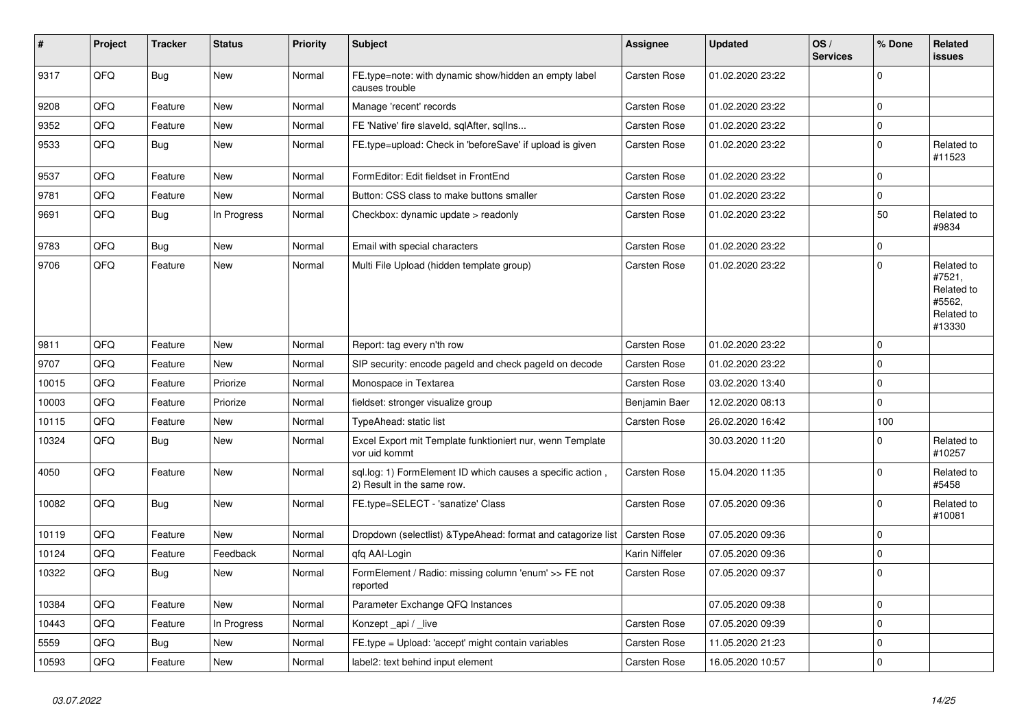| # | Project | Tracker | Status | Priority | Subject | Assignee | Updated | OS / Services | % Done | Related issues |
|---|---|---|---|---|---|---|---|---|---|---|
| 9317 | QFQ | Bug | New | Normal | FE.type=note: with dynamic show/hidden an empty label causes trouble | Carsten Rose | 01.02.2020 23:22 | | 0 | |
| 9208 | QFQ | Feature | New | Normal | Manage 'recent' records | Carsten Rose | 01.02.2020 23:22 | | 0 | |
| 9352 | QFQ | Feature | New | Normal | FE 'Native' fire slaveId, sqlAfter, sqlIns... | Carsten Rose | 01.02.2020 23:22 | | 0 | |
| 9533 | QFQ | Bug | New | Normal | FE.type=upload: Check in 'beforeSave' if upload is given | Carsten Rose | 01.02.2020 23:22 | | 0 | Related to #11523 |
| 9537 | QFQ | Feature | New | Normal | FormEditor: Edit fieldset in FrontEnd | Carsten Rose | 01.02.2020 23:22 | | 0 | |
| 9781 | QFQ | Feature | New | Normal | Button: CSS class to make buttons smaller | Carsten Rose | 01.02.2020 23:22 | | 0 | |
| 9691 | QFQ | Bug | In Progress | Normal | Checkbox: dynamic update > readonly | Carsten Rose | 01.02.2020 23:22 | | 50 | Related to #9834 |
| 9783 | QFQ | Bug | New | Normal | Email with special characters | Carsten Rose | 01.02.2020 23:22 | | 0 | |
| 9706 | QFQ | Feature | New | Normal | Multi File Upload (hidden template group) | Carsten Rose | 01.02.2020 23:22 | | 0 | Related to #7521, Related to #5562, Related to #13330 |
| 9811 | QFQ | Feature | New | Normal | Report: tag every n'th row | Carsten Rose | 01.02.2020 23:22 | | 0 | |
| 9707 | QFQ | Feature | New | Normal | SIP security: encode pageId and check pageId on decode | Carsten Rose | 01.02.2020 23:22 | | 0 | |
| 10015 | QFQ | Feature | Priorize | Normal | Monospace in Textarea | Carsten Rose | 03.02.2020 13:40 | | 0 | |
| 10003 | QFQ | Feature | Priorize | Normal | fieldset: stronger visualize group | Benjamin Baer | 12.02.2020 08:13 | | 0 | |
| 10115 | QFQ | Feature | New | Normal | TypeAhead: static list | Carsten Rose | 26.02.2020 16:42 | | 100 | |
| 10324 | QFQ | Bug | New | Normal | Excel Export mit Template funktioniert nur, wenn Template vor uid kommt | | 30.03.2020 11:20 | | 0 | Related to #10257 |
| 4050 | QFQ | Feature | New | Normal | sql.log: 1) FormElement ID which causes a specific action , 2) Result in the same row. | Carsten Rose | 15.04.2020 11:35 | | 0 | Related to #5458 |
| 10082 | QFQ | Bug | New | Normal | FE.type=SELECT - 'sanatize' Class | Carsten Rose | 07.05.2020 09:36 | | 0 | Related to #10081 |
| 10119 | QFQ | Feature | New | Normal | Dropdown (selectlist) &TypeAhead: format and catagorize list | Carsten Rose | 07.05.2020 09:36 | | 0 | |
| 10124 | QFQ | Feature | Feedback | Normal | qfq AAI-Login | Karin Niffeler | 07.05.2020 09:36 | | 0 | |
| 10322 | QFQ | Bug | New | Normal | FormElement / Radio: missing column 'enum' >> FE not reported | Carsten Rose | 07.05.2020 09:37 | | 0 | |
| 10384 | QFQ | Feature | New | Normal | Parameter Exchange QFQ Instances | | 07.05.2020 09:38 | | 0 | |
| 10443 | QFQ | Feature | In Progress | Normal | Konzept _api / _live | Carsten Rose | 07.05.2020 09:39 | | 0 | |
| 5559 | QFQ | Bug | New | Normal | FE.type = Upload: 'accept' might contain variables | Carsten Rose | 11.05.2020 21:23 | | 0 | |
| 10593 | QFQ | Feature | New | Normal | label2: text behind input element | Carsten Rose | 16.05.2020 10:57 | | 0 | |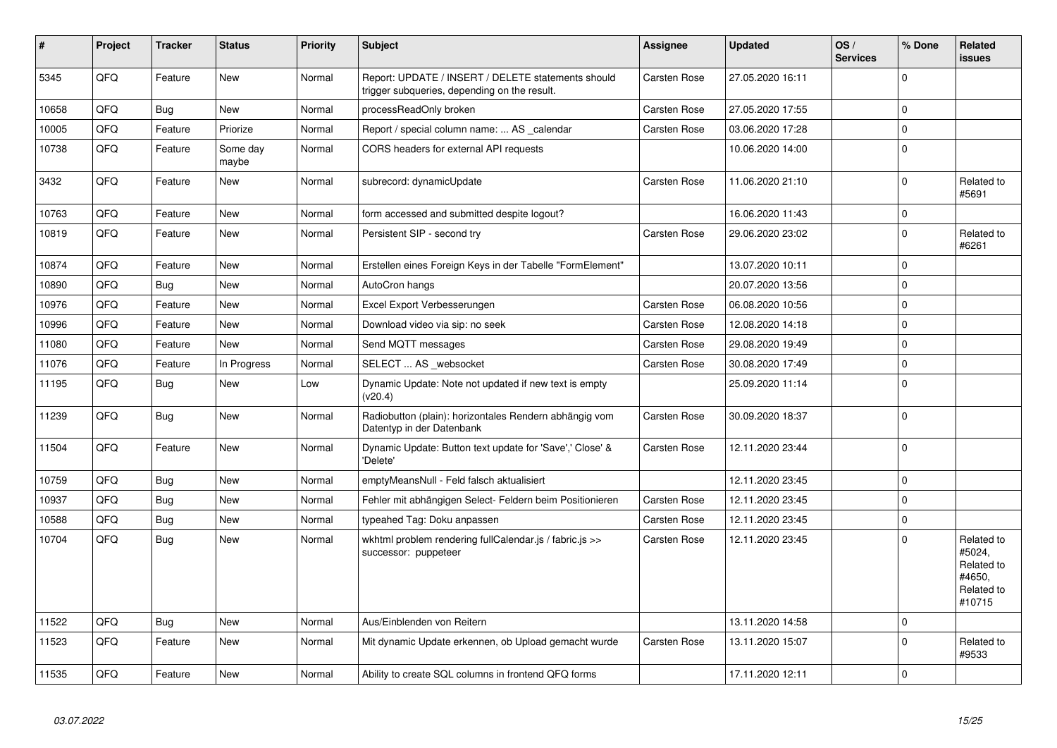| # | Project | Tracker | Status | Priority | Subject | Assignee | Updated | OS / Services | % Done | Related issues |
|---|---|---|---|---|---|---|---|---|---|---|
| 5345 | QFQ | Feature | New | Normal | Report: UPDATE / INSERT / DELETE statements should trigger subqueries, depending on the result. | Carsten Rose | 27.05.2020 16:11 | | 0 | |
| 10658 | QFQ | Bug | New | Normal | processReadOnly broken | Carsten Rose | 27.05.2020 17:55 | | 0 | |
| 10005 | QFQ | Feature | Priorize | Normal | Report / special column name: ... AS _calendar | Carsten Rose | 03.06.2020 17:28 | | 0 | |
| 10738 | QFQ | Feature | Some day maybe | Normal | CORS headers for external API requests | | 10.06.2020 14:00 | | 0 | |
| 3432 | QFQ | Feature | New | Normal | subrecord: dynamicUpdate | Carsten Rose | 11.06.2020 21:10 | | 0 | Related to #5691 |
| 10763 | QFQ | Feature | New | Normal | form accessed and submitted despite logout? | | 16.06.2020 11:43 | | 0 | |
| 10819 | QFQ | Feature | New | Normal | Persistent SIP - second try | Carsten Rose | 29.06.2020 23:02 | | 0 | Related to #6261 |
| 10874 | QFQ | Feature | New | Normal | Erstellen eines Foreign Keys in der Tabelle "FormElement" | | 13.07.2020 10:11 | | 0 | |
| 10890 | QFQ | Bug | New | Normal | AutoCron hangs | | 20.07.2020 13:56 | | 0 | |
| 10976 | QFQ | Feature | New | Normal | Excel Export Verbesserungen | Carsten Rose | 06.08.2020 10:56 | | 0 | |
| 10996 | QFQ | Feature | New | Normal | Download video via sip: no seek | Carsten Rose | 12.08.2020 14:18 | | 0 | |
| 11080 | QFQ | Feature | New | Normal | Send MQTT messages | Carsten Rose | 29.08.2020 19:49 | | 0 | |
| 11076 | QFQ | Feature | In Progress | Normal | SELECT ... AS _websocket | Carsten Rose | 30.08.2020 17:49 | | 0 | |
| 11195 | QFQ | Bug | New | Low | Dynamic Update: Note not updated if new text is empty (v20.4) | | 25.09.2020 11:14 | | 0 | |
| 11239 | QFQ | Bug | New | Normal | Radiobutton (plain): horizontales Rendern abhängig vom Datentyp in der Datenbank | Carsten Rose | 30.09.2020 18:37 | | 0 | |
| 11504 | QFQ | Feature | New | Normal | Dynamic Update: Button text update for 'Save',' Close' & 'Delete' | Carsten Rose | 12.11.2020 23:44 | | 0 | |
| 10759 | QFQ | Bug | New | Normal | emptyMeansNull - Feld falsch aktualisiert | | 12.11.2020 23:45 | | 0 | |
| 10937 | QFQ | Bug | New | Normal | Fehler mit abhängigen Select- Feldern beim Positionieren | Carsten Rose | 12.11.2020 23:45 | | 0 | |
| 10588 | QFQ | Bug | New | Normal | typeahed Tag: Doku anpassen | Carsten Rose | 12.11.2020 23:45 | | 0 | |
| 10704 | QFQ | Bug | New | Normal | wkhtml problem rendering fullCalendar.js / fabric.js >> successor: puppeteer | Carsten Rose | 12.11.2020 23:45 | | 0 | Related to #5024, Related to #4650, Related to #10715 |
| 11522 | QFQ | Bug | New | Normal | Aus/Einblenden von Reitern | | 13.11.2020 14:58 | | 0 | |
| 11523 | QFQ | Feature | New | Normal | Mit dynamic Update erkennen, ob Upload gemacht wurde | Carsten Rose | 13.11.2020 15:07 | | 0 | Related to #9533 |
| 11535 | QFQ | Feature | New | Normal | Ability to create SQL columns in frontend QFQ forms | | 17.11.2020 12:11 | | 0 | |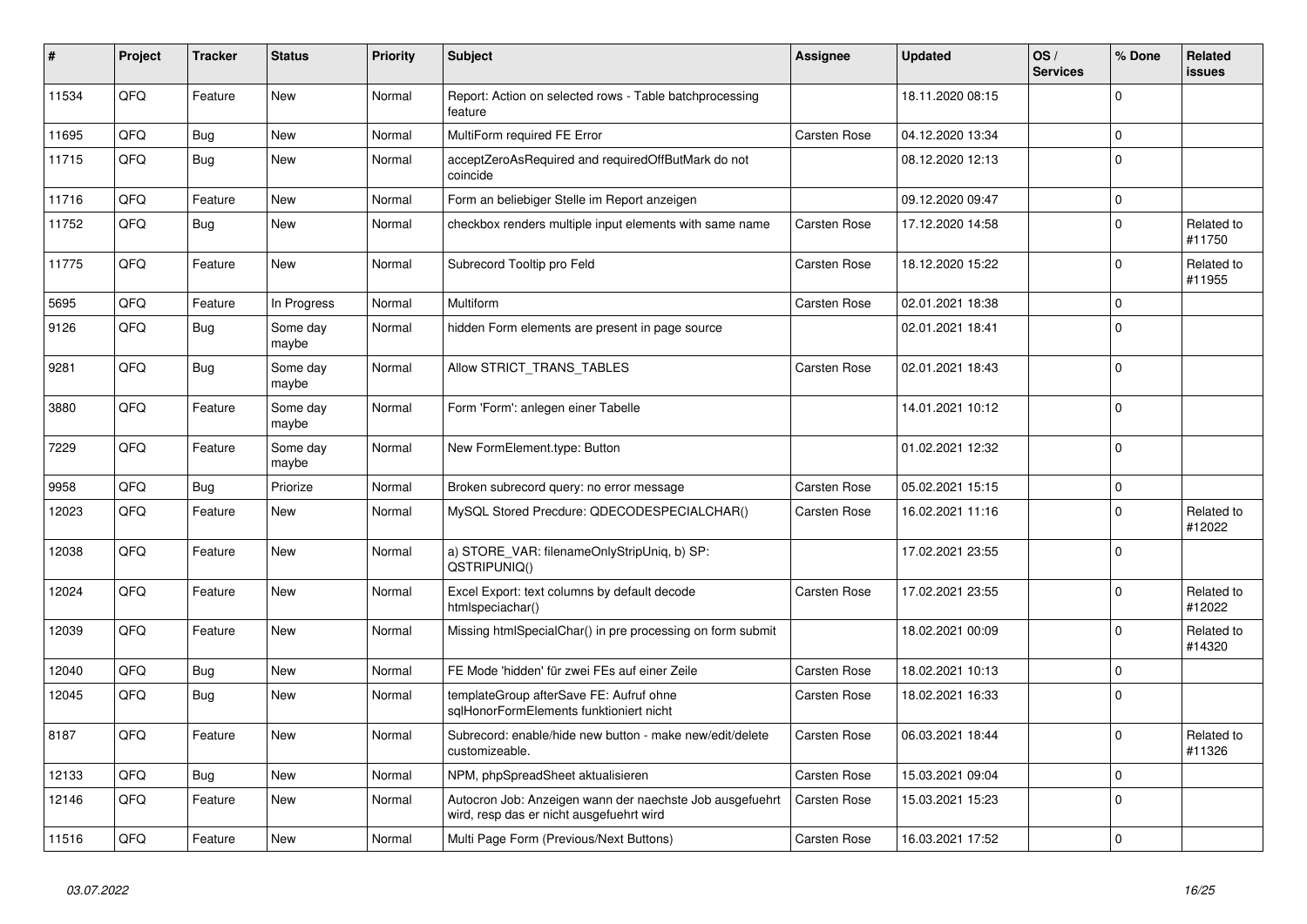| # | Project | Tracker | Status | Priority | Subject | Assignee | Updated | OS / Services | % Done | Related issues |
|---|---|---|---|---|---|---|---|---|---|---|
| 11534 | QFQ | Feature | New | Normal | Report: Action on selected rows - Table batchprocessing feature | | 18.11.2020 08:15 | | 0 | |
| 11695 | QFQ | Bug | New | Normal | MultiForm required FE Error | Carsten Rose | 04.12.2020 13:34 | | 0 | |
| 11715 | QFQ | Bug | New | Normal | acceptZeroAsRequired and requiredOffButMark do not coincide | | 08.12.2020 12:13 | | 0 | |
| 11716 | QFQ | Feature | New | Normal | Form an beliebiger Stelle im Report anzeigen | | 09.12.2020 09:47 | | 0 | |
| 11752 | QFQ | Bug | New | Normal | checkbox renders multiple input elements with same name | Carsten Rose | 17.12.2020 14:58 | | 0 | Related to #11750 |
| 11775 | QFQ | Feature | New | Normal | Subrecord Tooltip pro Feld | Carsten Rose | 18.12.2020 15:22 | | 0 | Related to #11955 |
| 5695 | QFQ | Feature | In Progress | Normal | Multiform | Carsten Rose | 02.01.2021 18:38 | | 0 | |
| 9126 | QFQ | Bug | Some day maybe | Normal | hidden Form elements are present in page source | | 02.01.2021 18:41 | | 0 | |
| 9281 | QFQ | Bug | Some day maybe | Normal | Allow STRICT_TRANS_TABLES | Carsten Rose | 02.01.2021 18:43 | | 0 | |
| 3880 | QFQ | Feature | Some day maybe | Normal | Form 'Form': anlegen einer Tabelle | | 14.01.2021 10:12 | | 0 | |
| 7229 | QFQ | Feature | Some day maybe | Normal | New FormElement.type: Button | | 01.02.2021 12:32 | | 0 | |
| 9958 | QFQ | Bug | Priorize | Normal | Broken subrecord query: no error message | Carsten Rose | 05.02.2021 15:15 | | 0 | |
| 12023 | QFQ | Feature | New | Normal | MySQL Stored Precdure: QDECODESPECIALCHAR() | Carsten Rose | 16.02.2021 11:16 | | 0 | Related to #12022 |
| 12038 | QFQ | Feature | New | Normal | a) STORE_VAR: filenameOnlyStripUniq, b) SP: QSTRIPUNIQ() | | 17.02.2021 23:55 | | 0 | |
| 12024 | QFQ | Feature | New | Normal | Excel Export: text columns by default decode htmlspeciachar() | Carsten Rose | 17.02.2021 23:55 | | 0 | Related to #12022 |
| 12039 | QFQ | Feature | New | Normal | Missing htmlSpecialChar() in pre processing on form submit | | 18.02.2021 00:09 | | 0 | Related to #14320 |
| 12040 | QFQ | Bug | New | Normal | FE Mode 'hidden' für zwei FEs auf einer Zeile | Carsten Rose | 18.02.2021 10:13 | | 0 | |
| 12045 | QFQ | Bug | New | Normal | templateGroup afterSave FE: Aufruf ohne sqlHonorFormElements funktioniert nicht | Carsten Rose | 18.02.2021 16:33 | | 0 | |
| 8187 | QFQ | Feature | New | Normal | Subrecord: enable/hide new button - make new/edit/delete customizeable. | Carsten Rose | 06.03.2021 18:44 | | 0 | Related to #11326 |
| 12133 | QFQ | Bug | New | Normal | NPM, phpSpreadSheet aktualisieren | Carsten Rose | 15.03.2021 09:04 | | 0 | |
| 12146 | QFQ | Feature | New | Normal | Autocron Job: Anzeigen wann der naechste Job ausgefuehrt wird, resp das er nicht ausgefuehrt wird | Carsten Rose | 15.03.2021 15:23 | | 0 | |
| 11516 | QFQ | Feature | New | Normal | Multi Page Form (Previous/Next Buttons) | Carsten Rose | 16.03.2021 17:52 | | 0 | |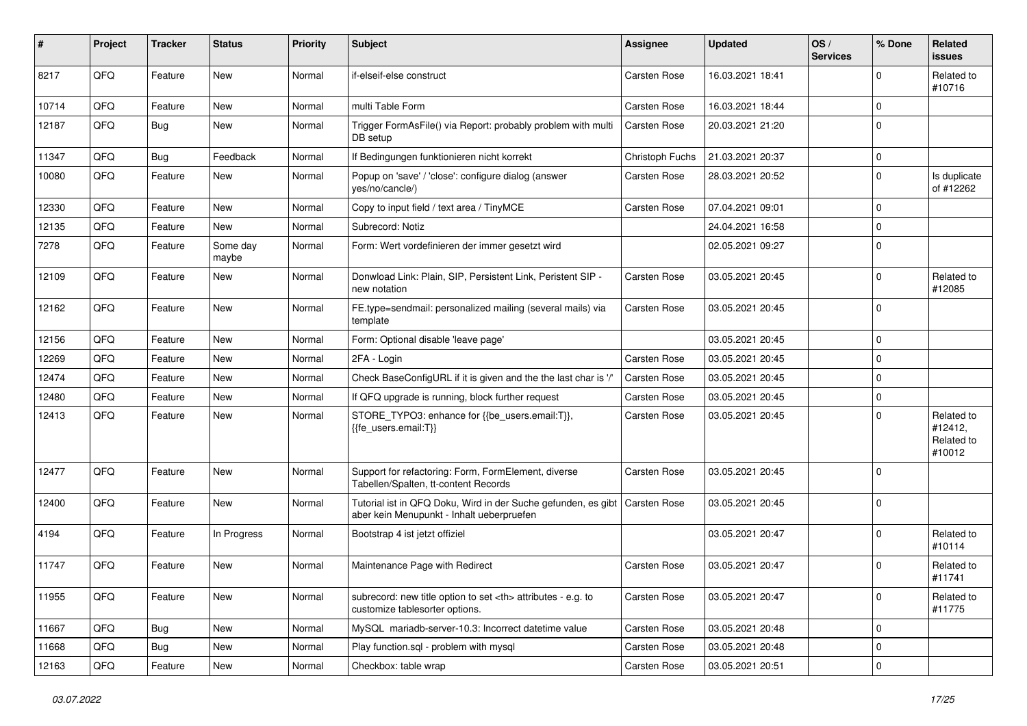| # | Project | Tracker | Status | Priority | Subject | Assignee | Updated | OS / Services | % Done | Related issues |
|---|---|---|---|---|---|---|---|---|---|---|
| 8217 | QFQ | Feature | New | Normal | if-elseif-else construct | Carsten Rose | 16.03.2021 18:41 | | 0 | Related to #10716 |
| 10714 | QFQ | Feature | New | Normal | multi Table Form | Carsten Rose | 16.03.2021 18:44 | | 0 | |
| 12187 | QFQ | Bug | New | Normal | Trigger FormAsFile() via Report: probably problem with multi DB setup | Carsten Rose | 20.03.2021 21:20 | | 0 | |
| 11347 | QFQ | Bug | Feedback | Normal | If Bedingungen funktionieren nicht korrekt | Christoph Fuchs | 21.03.2021 20:37 | | 0 | |
| 10080 | QFQ | Feature | New | Normal | Popup on 'save' / 'close': configure dialog (answer yes/no/cancle/) | Carsten Rose | 28.03.2021 20:52 | | 0 | Is duplicate of #12262 |
| 12330 | QFQ | Feature | New | Normal | Copy to input field / text area / TinyMCE | Carsten Rose | 07.04.2021 09:01 | | 0 | |
| 12135 | QFQ | Feature | New | Normal | Subrecord: Notiz | | 24.04.2021 16:58 | | 0 | |
| 7278 | QFQ | Feature | Some day maybe | Normal | Form: Wert vordefinieren der immer gesetzt wird | | 02.05.2021 09:27 | | 0 | |
| 12109 | QFQ | Feature | New | Normal | Donwload Link: Plain, SIP, Persistent Link, Peristent SIP - new notation | Carsten Rose | 03.05.2021 20:45 | | 0 | Related to #12085 |
| 12162 | QFQ | Feature | New | Normal | FE.type=sendmail: personalized mailing (several mails) via template | Carsten Rose | 03.05.2021 20:45 | | 0 | |
| 12156 | QFQ | Feature | New | Normal | Form: Optional disable 'leave page' | | 03.05.2021 20:45 | | 0 | |
| 12269 | QFQ | Feature | New | Normal | 2FA - Login | Carsten Rose | 03.05.2021 20:45 | | 0 | |
| 12474 | QFQ | Feature | New | Normal | Check BaseConfigURL if it is given and the the last char is '/' | Carsten Rose | 03.05.2021 20:45 | | 0 | |
| 12480 | QFQ | Feature | New | Normal | If QFQ upgrade is running, block further request | Carsten Rose | 03.05.2021 20:45 | | 0 | |
| 12413 | QFQ | Feature | New | Normal | STORE_TYPO3: enhance for {{be_users.email:T}}, {{fe_users.email:T}} | Carsten Rose | 03.05.2021 20:45 | | 0 | Related to #12412, Related to #10012 |
| 12477 | QFQ | Feature | New | Normal | Support for refactoring: Form, FormElement, diverse Tabellen/Spalten, tt-content Records | Carsten Rose | 03.05.2021 20:45 | | 0 | |
| 12400 | QFQ | Feature | New | Normal | Tutorial ist in QFQ Doku, Wird in der Suche gefunden, es gibt aber kein Menupunkt - Inhalt ueberpruefen | Carsten Rose | 03.05.2021 20:45 | | 0 | |
| 4194 | QFQ | Feature | In Progress | Normal | Bootstrap 4 ist jetzt offiziel | | 03.05.2021 20:47 | | 0 | Related to #10114 |
| 11747 | QFQ | Feature | New | Normal | Maintenance Page with Redirect | Carsten Rose | 03.05.2021 20:47 | | 0 | Related to #11741 |
| 11955 | QFQ | Feature | New | Normal | subrecord: new title option to set <th> attributes - e.g. to customize tablesorter options. | Carsten Rose | 03.05.2021 20:47 | | 0 | Related to #11775 |
| 11667 | QFQ | Bug | New | Normal | MySQL mariadb-server-10.3: Incorrect datetime value | Carsten Rose | 03.05.2021 20:48 | | 0 | |
| 11668 | QFQ | Bug | New | Normal | Play function.sql - problem with mysql | Carsten Rose | 03.05.2021 20:48 | | 0 | |
| 12163 | QFQ | Feature | New | Normal | Checkbox: table wrap | Carsten Rose | 03.05.2021 20:51 | | 0 | |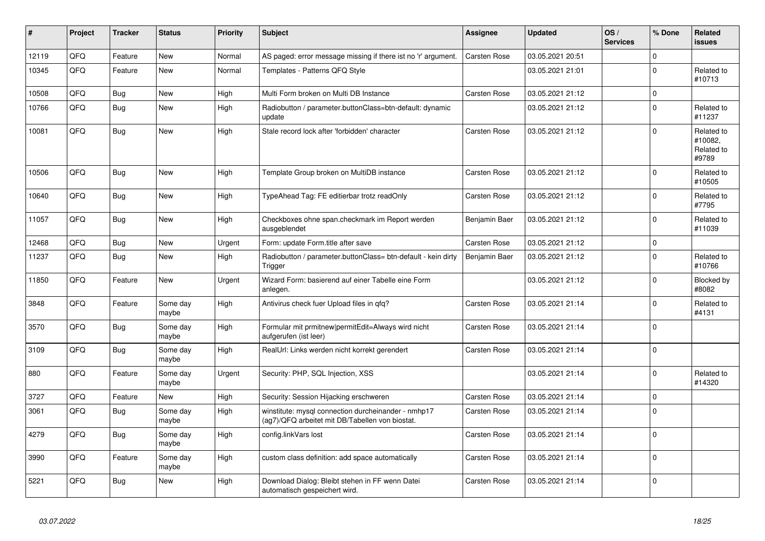| # | Project | Tracker | Status | Priority | Subject | Assignee | Updated | OS / Services | % Done | Related issues |
|---|---|---|---|---|---|---|---|---|---|---|
| 12119 | QFQ | Feature | New | Normal | AS paged: error message missing if there ist no 'r' argument. | Carsten Rose | 03.05.2021 20:51 | | 0 | |
| 10345 | QFQ | Feature | New | Normal | Templates - Patterns QFQ Style | | 03.05.2021 21:01 | | 0 | Related to #10713 |
| 10508 | QFQ | Bug | New | High | Multi Form broken on Multi DB Instance | Carsten Rose | 03.05.2021 21:12 | | 0 | |
| 10766 | QFQ | Bug | New | High | Radiobutton / parameter.buttonClass=btn-default: dynamic update | | 03.05.2021 21:12 | | 0 | Related to #11237 |
| 10081 | QFQ | Bug | New | High | Stale record lock after 'forbidden' character | Carsten Rose | 03.05.2021 21:12 | | 0 | Related to #10082, Related to #9789 |
| 10506 | QFQ | Bug | New | High | Template Group broken on MultiDB instance | Carsten Rose | 03.05.2021 21:12 | | 0 | Related to #10505 |
| 10640 | QFQ | Bug | New | High | TypeAhead Tag: FE editierbar trotz readOnly | Carsten Rose | 03.05.2021 21:12 | | 0 | Related to #7795 |
| 11057 | QFQ | Bug | New | High | Checkboxes ohne span.checkmark im Report werden ausgeblendet | Benjamin Baer | 03.05.2021 21:12 | | 0 | Related to #11039 |
| 12468 | QFQ | Bug | New | Urgent | Form: update Form.title after save | Carsten Rose | 03.05.2021 21:12 | | 0 | |
| 11237 | QFQ | Bug | New | High | Radiobutton / parameter.buttonClass= btn-default - kein dirty Trigger | Benjamin Baer | 03.05.2021 21:12 | | 0 | Related to #10766 |
| 11850 | QFQ | Feature | New | Urgent | Wizard Form: basierend auf einer Tabelle eine Form anlegen. | | 03.05.2021 21:12 | | 0 | Blocked by #8082 |
| 3848 | QFQ | Feature | Some day maybe | High | Antivirus check fuer Upload files in qfq? | Carsten Rose | 03.05.2021 21:14 | | 0 | Related to #4131 |
| 3570 | QFQ | Bug | Some day maybe | High | Formular mit prmitnew\|permitEdit=Always wird nicht aufgerufen (ist leer) | Carsten Rose | 03.05.2021 21:14 | | 0 | |
| 3109 | QFQ | Bug | Some day maybe | High | RealUrl: Links werden nicht korrekt gerendert | Carsten Rose | 03.05.2021 21:14 | | 0 | |
| 880 | QFQ | Feature | Some day maybe | Urgent | Security: PHP, SQL Injection, XSS | | 03.05.2021 21:14 | | 0 | Related to #14320 |
| 3727 | QFQ | Feature | New | High | Security: Session Hijacking erschweren | Carsten Rose | 03.05.2021 21:14 | | 0 | |
| 3061 | QFQ | Bug | Some day maybe | High | winstitute: mysql connection durcheinander - nmhp17 (ag7)/QFQ arbeitet mit DB/Tabellen von biostat. | Carsten Rose | 03.05.2021 21:14 | | 0 | |
| 4279 | QFQ | Bug | Some day maybe | High | config.linkVars lost | Carsten Rose | 03.05.2021 21:14 | | 0 | |
| 3990 | QFQ | Feature | Some day maybe | High | custom class definition: add space automatically | Carsten Rose | 03.05.2021 21:14 | | 0 | |
| 5221 | QFQ | Bug | New | High | Download Dialog: Bleibt stehen in FF wenn Datei automatisch gespeichert wird. | Carsten Rose | 03.05.2021 21:14 | | 0 | |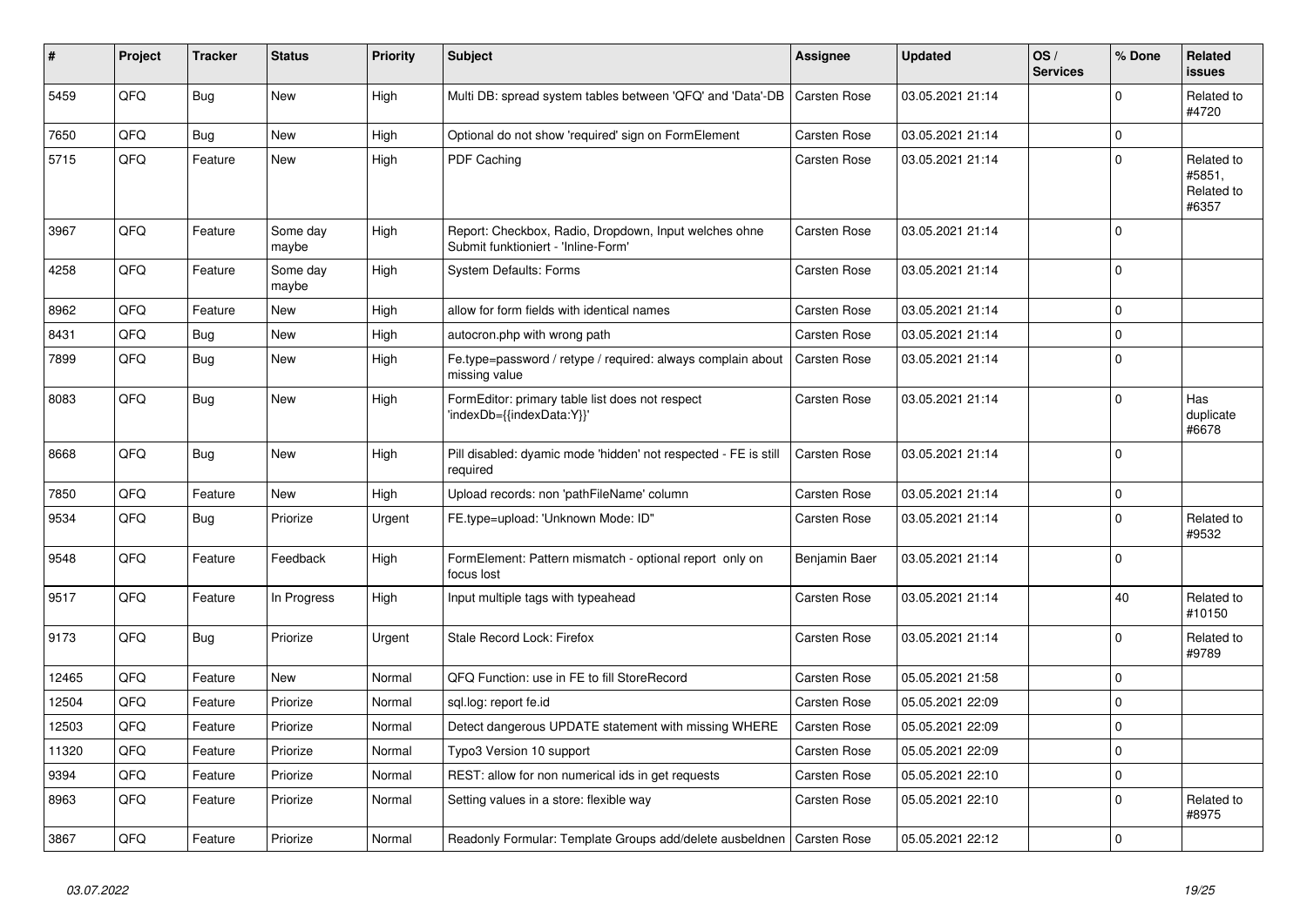| # | Project | Tracker | Status | Priority | Subject | Assignee | Updated | OS / Services | % Done | Related issues |
|---|---|---|---|---|---|---|---|---|---|---|
| 5459 | QFQ | Bug | New | High | Multi DB: spread system tables between 'QFQ' and 'Data'-DB | Carsten Rose | 03.05.2021 21:14 | | 0 | Related to #4720 |
| 7650 | QFQ | Bug | New | High | Optional do not show 'required' sign on FormElement | Carsten Rose | 03.05.2021 21:14 | | 0 | |
| 5715 | QFQ | Feature | New | High | PDF Caching | Carsten Rose | 03.05.2021 21:14 | | 0 | Related to #5851, Related to #6357 |
| 3967 | QFQ | Feature | Some day maybe | High | Report: Checkbox, Radio, Dropdown, Input welches ohne Submit funktioniert - 'Inline-Form' | Carsten Rose | 03.05.2021 21:14 | | 0 | |
| 4258 | QFQ | Feature | Some day maybe | High | System Defaults: Forms | Carsten Rose | 03.05.2021 21:14 | | 0 | |
| 8962 | QFQ | Feature | New | High | allow for form fields with identical names | Carsten Rose | 03.05.2021 21:14 | | 0 | |
| 8431 | QFQ | Bug | New | High | autocron.php with wrong path | Carsten Rose | 03.05.2021 21:14 | | 0 | |
| 7899 | QFQ | Bug | New | High | Fe.type=password / retype / required: always complain about missing value | Carsten Rose | 03.05.2021 21:14 | | 0 | |
| 8083 | QFQ | Bug | New | High | FormEditor: primary table list does not respect 'indexDb={{indexData:Y}}' | Carsten Rose | 03.05.2021 21:14 | | 0 | Has duplicate #6678 |
| 8668 | QFQ | Bug | New | High | Pill disabled: dyamic mode 'hidden' not respected - FE is still required | Carsten Rose | 03.05.2021 21:14 | | 0 | |
| 7850 | QFQ | Feature | New | High | Upload records: non 'pathFileName' column | Carsten Rose | 03.05.2021 21:14 | | 0 | |
| 9534 | QFQ | Bug | Priorize | Urgent | FE.type=upload: 'Unknown Mode: ID" | Carsten Rose | 03.05.2021 21:14 | | 0 | Related to #9532 |
| 9548 | QFQ | Feature | Feedback | High | FormElement: Pattern mismatch - optional report only on focus lost | Benjamin Baer | 03.05.2021 21:14 | | 0 | |
| 9517 | QFQ | Feature | In Progress | High | Input multiple tags with typeahead | Carsten Rose | 03.05.2021 21:14 | | 40 | Related to #10150 |
| 9173 | QFQ | Bug | Priorize | Urgent | Stale Record Lock: Firefox | Carsten Rose | 03.05.2021 21:14 | | 0 | Related to #9789 |
| 12465 | QFQ | Feature | New | Normal | QFQ Function: use in FE to fill StoreRecord | Carsten Rose | 05.05.2021 21:58 | | 0 | |
| 12504 | QFQ | Feature | Priorize | Normal | sql.log: report fe.id | Carsten Rose | 05.05.2021 22:09 | | 0 | |
| 12503 | QFQ | Feature | Priorize | Normal | Detect dangerous UPDATE statement with missing WHERE | Carsten Rose | 05.05.2021 22:09 | | 0 | |
| 11320 | QFQ | Feature | Priorize | Normal | Typo3 Version 10 support | Carsten Rose | 05.05.2021 22:09 | | 0 | |
| 9394 | QFQ | Feature | Priorize | Normal | REST: allow for non numerical ids in get requests | Carsten Rose | 05.05.2021 22:10 | | 0 | |
| 8963 | QFQ | Feature | Priorize | Normal | Setting values in a store: flexible way | Carsten Rose | 05.05.2021 22:10 | | 0 | Related to #8975 |
| 3867 | QFQ | Feature | Priorize | Normal | Readonly Formular: Template Groups add/delete ausbeldnen | Carsten Rose | 05.05.2021 22:12 | | 0 | |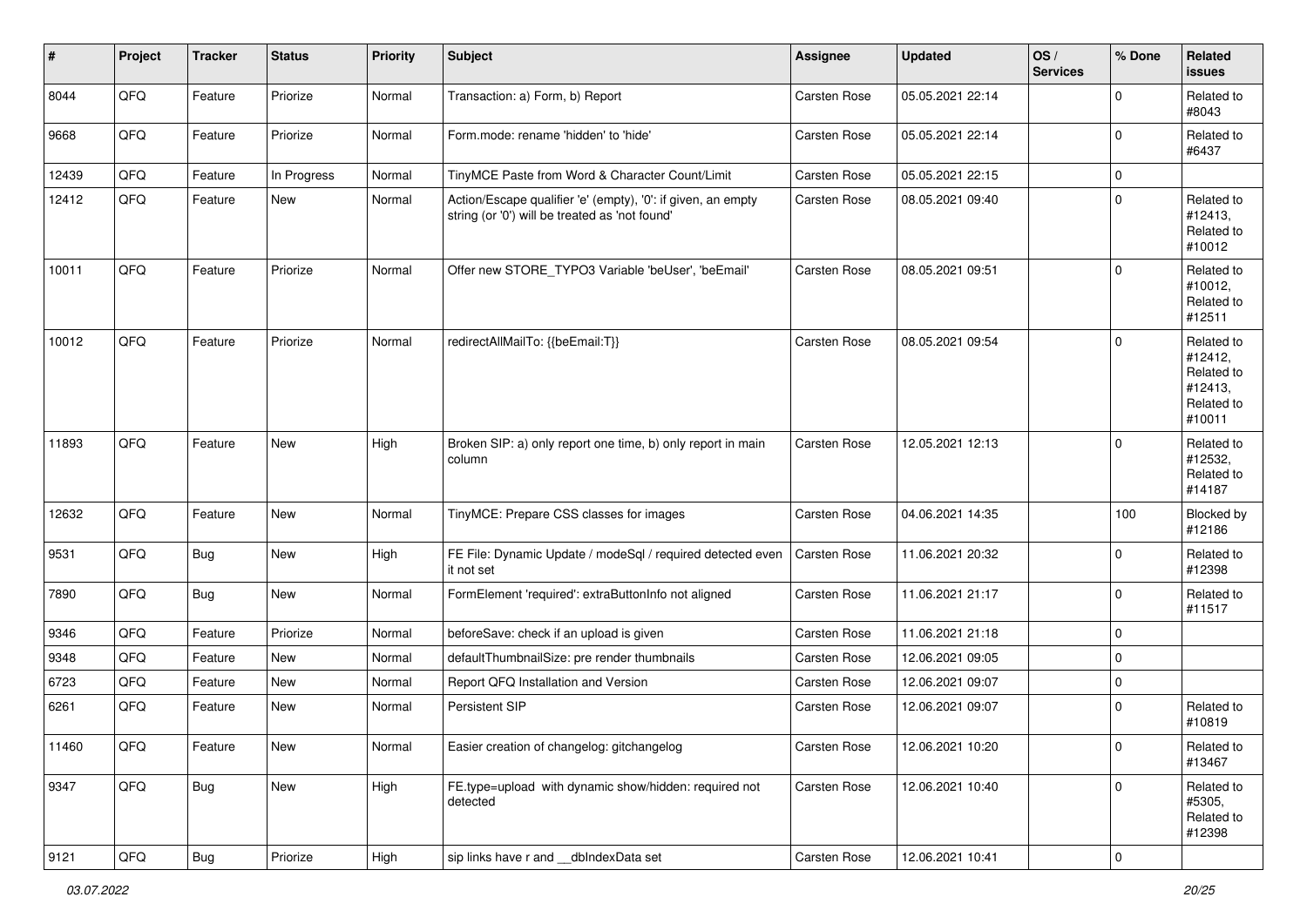| # | Project | Tracker | Status | Priority | Subject | Assignee | Updated | OS / Services | % Done | Related issues |
|---|---|---|---|---|---|---|---|---|---|---|
| 8044 | QFQ | Feature | Priorize | Normal | Transaction: a) Form, b) Report | Carsten Rose | 05.05.2021 22:14 | | 0 | Related to #8043 |
| 9668 | QFQ | Feature | Priorize | Normal | Form.mode: rename 'hidden' to 'hide' | Carsten Rose | 05.05.2021 22:14 | | 0 | Related to #6437 |
| 12439 | QFQ | Feature | In Progress | Normal | TinyMCE Paste from Word & Character Count/Limit | Carsten Rose | 05.05.2021 22:15 | | 0 | |
| 12412 | QFQ | Feature | New | Normal | Action/Escape qualifier 'e' (empty), '0': if given, an empty string (or '0') will be treated as 'not found' | Carsten Rose | 08.05.2021 09:40 | | 0 | Related to #12413, Related to #10012 |
| 10011 | QFQ | Feature | Priorize | Normal | Offer new STORE_TYPO3 Variable 'beUser', 'beEmail' | Carsten Rose | 08.05.2021 09:51 | | 0 | Related to #10012, Related to #12511 |
| 10012 | QFQ | Feature | Priorize | Normal | redirectAllMailTo: {{beEmail:T}} | Carsten Rose | 08.05.2021 09:54 | | 0 | Related to #12412, Related to #12413, Related to #10011 |
| 11893 | QFQ | Feature | New | High | Broken SIP: a) only report one time, b) only report in main column | Carsten Rose | 12.05.2021 12:13 | | 0 | Related to #12532, Related to #14187 |
| 12632 | QFQ | Feature | New | Normal | TinyMCE: Prepare CSS classes for images | Carsten Rose | 04.06.2021 14:35 | | 100 | Blocked by #12186 |
| 9531 | QFQ | Bug | New | High | FE File: Dynamic Update / modeSql / required detected even it not set | Carsten Rose | 11.06.2021 20:32 | | 0 | Related to #12398 |
| 7890 | QFQ | Bug | New | Normal | FormElement 'required': extraButtonInfo not aligned | Carsten Rose | 11.06.2021 21:17 | | 0 | Related to #11517 |
| 9346 | QFQ | Feature | Priorize | Normal | beforeSave: check if an upload is given | Carsten Rose | 11.06.2021 21:18 | | 0 | |
| 9348 | QFQ | Feature | New | Normal | defaultThumbnailSize: pre render thumbnails | Carsten Rose | 12.06.2021 09:05 | | 0 | |
| 6723 | QFQ | Feature | New | Normal | Report QFQ Installation and Version | Carsten Rose | 12.06.2021 09:07 | | 0 | |
| 6261 | QFQ | Feature | New | Normal | Persistent SIP | Carsten Rose | 12.06.2021 09:07 | | 0 | Related to #10819 |
| 11460 | QFQ | Feature | New | Normal | Easier creation of changelog: gitchangelog | Carsten Rose | 12.06.2021 10:20 | | 0 | Related to #13467 |
| 9347 | QFQ | Bug | New | High | FE.type=upload with dynamic show/hidden: required not detected | Carsten Rose | 12.06.2021 10:40 | | 0 | Related to #5305, Related to #12398 |
| 9121 | QFQ | Bug | Priorize | High | sip links have r and __dbIndexData set | Carsten Rose | 12.06.2021 10:41 | | 0 | |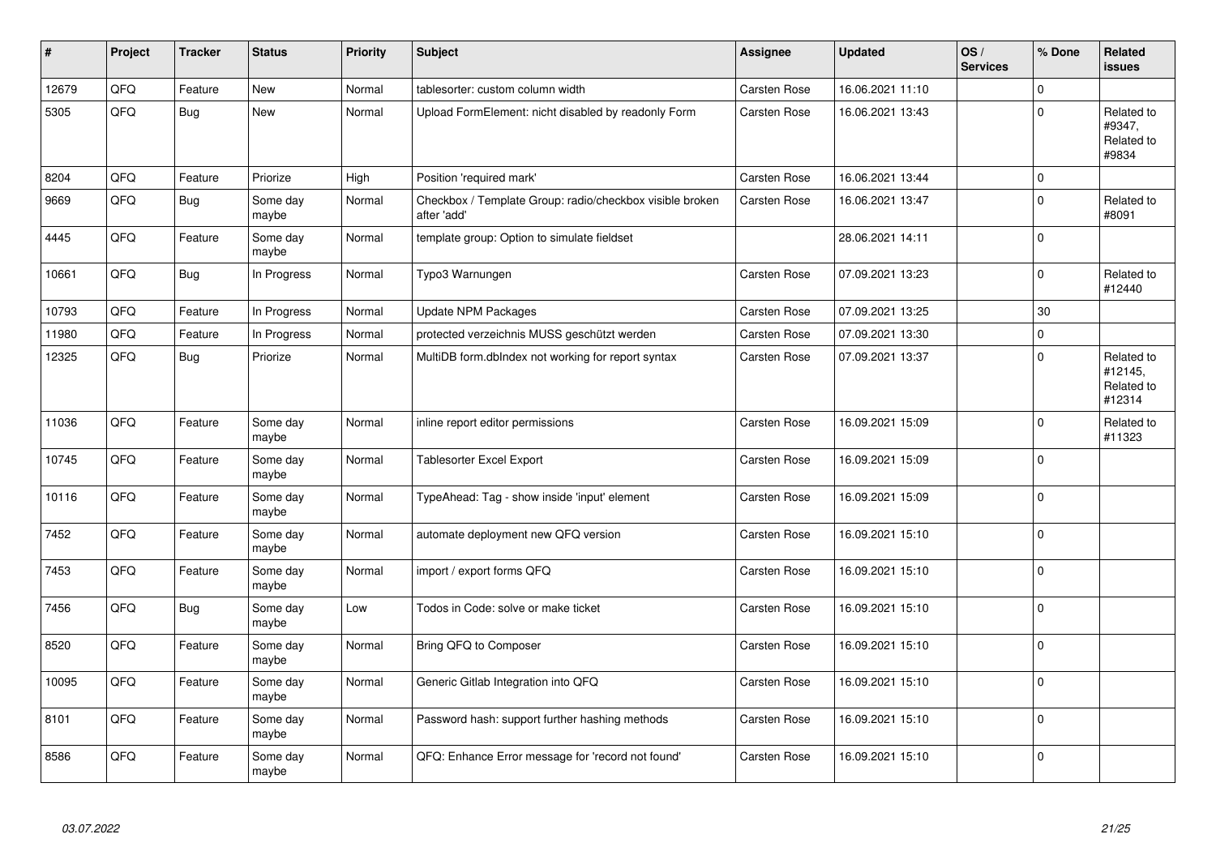| # | Project | Tracker | Status | Priority | Subject | Assignee | Updated | OS / Services | % Done | Related issues |
|---|---|---|---|---|---|---|---|---|---|---|
| 12679 | QFQ | Feature | New | Normal | tablesorter: custom column width | Carsten Rose | 16.06.2021 11:10 | | 0 | |
| 5305 | QFQ | Bug | New | Normal | Upload FormElement: nicht disabled by readonly Form | Carsten Rose | 16.06.2021 13:43 | | 0 | Related to #9347, Related to #9834 |
| 8204 | QFQ | Feature | Priorize | High | Position 'required mark' | Carsten Rose | 16.06.2021 13:44 | | 0 | |
| 9669 | QFQ | Bug | Some day maybe | Normal | Checkbox / Template Group: radio/checkbox visible broken after 'add' | Carsten Rose | 16.06.2021 13:47 | | 0 | Related to #8091 |
| 4445 | QFQ | Feature | Some day maybe | Normal | template group: Option to simulate fieldset | | 28.06.2021 14:11 | | 0 | |
| 10661 | QFQ | Bug | In Progress | Normal | Typo3 Warnungen | Carsten Rose | 07.09.2021 13:23 | | 0 | Related to #12440 |
| 10793 | QFQ | Feature | In Progress | Normal | Update NPM Packages | Carsten Rose | 07.09.2021 13:25 | | 30 | |
| 11980 | QFQ | Feature | In Progress | Normal | protected verzeichnis MUSS geschützt werden | Carsten Rose | 07.09.2021 13:30 | | 0 | |
| 12325 | QFQ | Bug | Priorize | Normal | MultiDB form.dbIndex not working for report syntax | Carsten Rose | 07.09.2021 13:37 | | 0 | Related to #12145, Related to #12314 |
| 11036 | QFQ | Feature | Some day maybe | Normal | inline report editor permissions | Carsten Rose | 16.09.2021 15:09 | | 0 | Related to #11323 |
| 10745 | QFQ | Feature | Some day maybe | Normal | Tablesorter Excel Export | Carsten Rose | 16.09.2021 15:09 | | 0 | |
| 10116 | QFQ | Feature | Some day maybe | Normal | TypeAhead: Tag - show inside 'input' element | Carsten Rose | 16.09.2021 15:09 | | 0 | |
| 7452 | QFQ | Feature | Some day maybe | Normal | automate deployment new QFQ version | Carsten Rose | 16.09.2021 15:10 | | 0 | |
| 7453 | QFQ | Feature | Some day maybe | Normal | import / export forms QFQ | Carsten Rose | 16.09.2021 15:10 | | 0 | |
| 7456 | QFQ | Bug | Some day maybe | Low | Todos in Code: solve or make ticket | Carsten Rose | 16.09.2021 15:10 | | 0 | |
| 8520 | QFQ | Feature | Some day maybe | Normal | Bring QFQ to Composer | Carsten Rose | 16.09.2021 15:10 | | 0 | |
| 10095 | QFQ | Feature | Some day maybe | Normal | Generic Gitlab Integration into QFQ | Carsten Rose | 16.09.2021 15:10 | | 0 | |
| 8101 | QFQ | Feature | Some day maybe | Normal | Password hash: support further hashing methods | Carsten Rose | 16.09.2021 15:10 | | 0 | |
| 8586 | QFQ | Feature | Some day maybe | Normal | QFQ: Enhance Error message for 'record not found' | Carsten Rose | 16.09.2021 15:10 | | 0 | |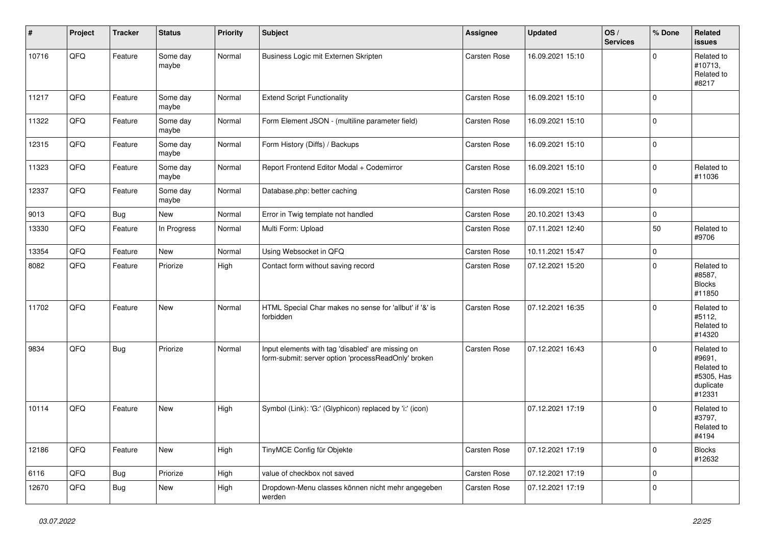| # | Project | Tracker | Status | Priority | Subject | Assignee | Updated | OS / Services | % Done | Related issues |
|---|---|---|---|---|---|---|---|---|---|---|
| 10716 | QFQ | Feature | Some day maybe | Normal | Business Logic mit Externen Skripten | Carsten Rose | 16.09.2021 15:10 | | 0 | Related to #10713, Related to #8217 |
| 11217 | QFQ | Feature | Some day maybe | Normal | Extend Script Functionality | Carsten Rose | 16.09.2021 15:10 | | 0 | |
| 11322 | QFQ | Feature | Some day maybe | Normal | Form Element JSON - (multiline parameter field) | Carsten Rose | 16.09.2021 15:10 | | 0 | |
| 12315 | QFQ | Feature | Some day maybe | Normal | Form History (Diffs) / Backups | Carsten Rose | 16.09.2021 15:10 | | 0 | |
| 11323 | QFQ | Feature | Some day maybe | Normal | Report Frontend Editor Modal + Codemirror | Carsten Rose | 16.09.2021 15:10 | | 0 | Related to #11036 |
| 12337 | QFQ | Feature | Some day maybe | Normal | Database.php: better caching | Carsten Rose | 16.09.2021 15:10 | | 0 | |
| 9013 | QFQ | Bug | New | Normal | Error in Twig template not handled | Carsten Rose | 20.10.2021 13:43 | | 0 | |
| 13330 | QFQ | Feature | In Progress | Normal | Multi Form: Upload | Carsten Rose | 07.11.2021 12:40 | | 50 | Related to #9706 |
| 13354 | QFQ | Feature | New | Normal | Using Websocket in QFQ | Carsten Rose | 10.11.2021 15:47 | | 0 | |
| 8082 | QFQ | Feature | Priorize | High | Contact form without saving record | Carsten Rose | 07.12.2021 15:20 | | 0 | Related to #8587, Blocks #11850 |
| 11702 | QFQ | Feature | New | Normal | HTML Special Char makes no sense for 'allbut' if '&' is forbidden | Carsten Rose | 07.12.2021 16:35 | | 0 | Related to #5112, Related to #14320 |
| 9834 | QFQ | Bug | Priorize | Normal | Input elements with tag 'disabled' are missing on form-submit: server option 'processReadOnly' broken | Carsten Rose | 07.12.2021 16:43 | | 0 | Related to #9691, Related to #5305, Has duplicate #12331 |
| 10114 | QFQ | Feature | New | High | Symbol (Link): 'G:' (Glyphicon) replaced by 'i:' (icon) | | 07.12.2021 17:19 | | 0 | Related to #3797, Related to #4194 |
| 12186 | QFQ | Feature | New | High | TinyMCE Config für Objekte | Carsten Rose | 07.12.2021 17:19 | | 0 | Blocks #12632 |
| 6116 | QFQ | Bug | Priorize | High | value of checkbox not saved | Carsten Rose | 07.12.2021 17:19 | | 0 | |
| 12670 | QFQ | Bug | New | High | Dropdown-Menu classes können nicht mehr angegeben werden | Carsten Rose | 07.12.2021 17:19 | | 0 | |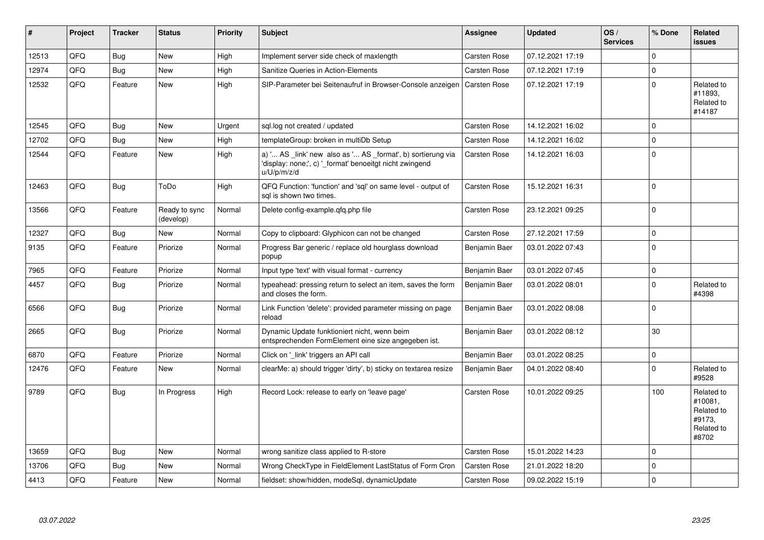| # | Project | Tracker | Status | Priority | Subject | Assignee | Updated | OS / Services | % Done | Related issues |
|---|---|---|---|---|---|---|---|---|---|---|
| 12513 | QFQ | Bug | New | High | Implement server side check of maxlength | Carsten Rose | 07.12.2021 17:19 | | 0 | |
| 12974 | QFQ | Bug | New | High | Sanitize Queries in Action-Elements | Carsten Rose | 07.12.2021 17:19 | | 0 | |
| 12532 | QFQ | Feature | New | High | SIP-Parameter bei Seitenaufruf in Browser-Console anzeigen | Carsten Rose | 07.12.2021 17:19 | | 0 | Related to #11893, Related to #14187 |
| 12545 | QFQ | Bug | New | Urgent | sql.log not created / updated | Carsten Rose | 14.12.2021 16:02 | | 0 | |
| 12702 | QFQ | Bug | New | High | templateGroup: broken in multiDb Setup | Carsten Rose | 14.12.2021 16:02 | | 0 | |
| 12544 | QFQ | Feature | New | High | a) '... AS _link' new also as '... AS _format', b) sortierung via 'display: none;', c) '_format' benoeitgt nicht zwingend u/U/p/m/z/d | Carsten Rose | 14.12.2021 16:03 | | 0 | |
| 12463 | QFQ | Bug | ToDo | High | QFQ Function: 'function' and 'sql' on same level - output of sql is shown two times. | Carsten Rose | 15.12.2021 16:31 | | 0 | |
| 13566 | QFQ | Feature | Ready to sync (develop) | Normal | Delete config-example.qfq.php file | Carsten Rose | 23.12.2021 09:25 | | 0 | |
| 12327 | QFQ | Bug | New | Normal | Copy to clipboard: Glyphicon can not be changed | Carsten Rose | 27.12.2021 17:59 | | 0 | |
| 9135 | QFQ | Feature | Priorize | Normal | Progress Bar generic / replace old hourglass download popup | Benjamin Baer | 03.01.2022 07:43 | | 0 | |
| 7965 | QFQ | Feature | Priorize | Normal | Input type 'text' with visual format - currency | Benjamin Baer | 03.01.2022 07:45 | | 0 | |
| 4457 | QFQ | Bug | Priorize | Normal | typeahead: pressing return to select an item, saves the form and closes the form. | Benjamin Baer | 03.01.2022 08:01 | | 0 | Related to #4398 |
| 6566 | QFQ | Bug | Priorize | Normal | Link Function 'delete': provided parameter missing on page reload | Benjamin Baer | 03.01.2022 08:08 | | 0 | |
| 2665 | QFQ | Bug | Priorize | Normal | Dynamic Update funktioniert nicht, wenn beim entsprechenden FormElement eine size angegeben ist. | Benjamin Baer | 03.01.2022 08:12 | | 30 | |
| 6870 | QFQ | Feature | Priorize | Normal | Click on '_link' triggers an API call | Benjamin Baer | 03.01.2022 08:25 | | 0 | |
| 12476 | QFQ | Feature | New | Normal | clearMe: a) should trigger 'dirty', b) sticky on textarea resize | Benjamin Baer | 04.01.2022 08:40 | | 0 | Related to #9528 |
| 9789 | QFQ | Bug | In Progress | High | Record Lock: release to early on 'leave page' | Carsten Rose | 10.01.2022 09:25 | | 100 | Related to #10081, Related to #9173, Related to #8702 |
| 13659 | QFQ | Bug | New | Normal | wrong sanitize class applied to R-store | Carsten Rose | 15.01.2022 14:23 | | 0 | |
| 13706 | QFQ | Bug | New | Normal | Wrong CheckType in FieldElement LastStatus of Form Cron | Carsten Rose | 21.01.2022 18:20 | | 0 | |
| 4413 | QFQ | Feature | New | Normal | fieldset: show/hidden, modeSql, dynamicUpdate | Carsten Rose | 09.02.2022 15:19 | | 0 | |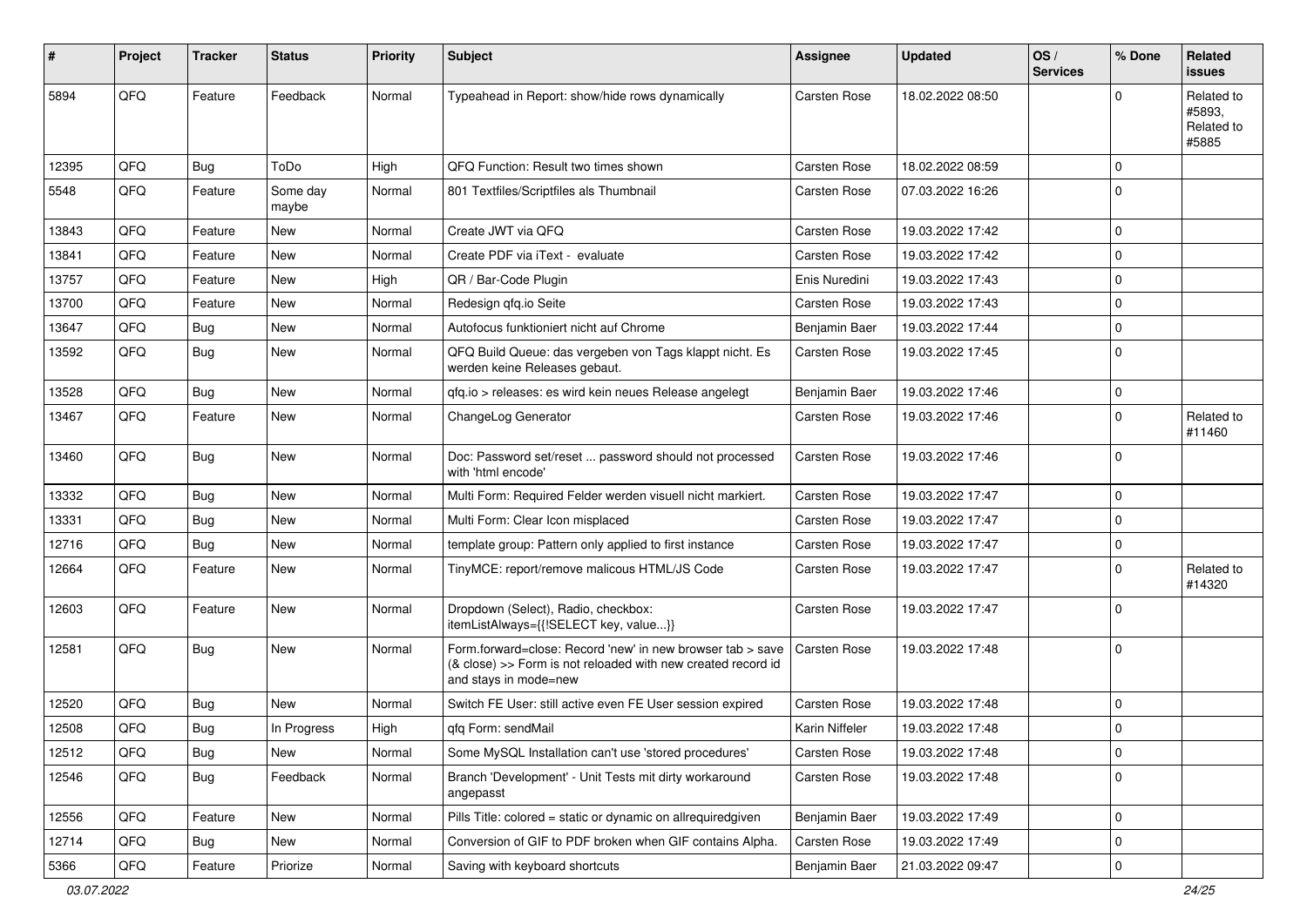| # | Project | Tracker | Status | Priority | Subject | Assignee | Updated | OS / Services | % Done | Related issues |
|---|---|---|---|---|---|---|---|---|---|---|
| 5894 | QFQ | Feature | Feedback | Normal | Typeahead in Report: show/hide rows dynamically | Carsten Rose | 18.02.2022 08:50 | | 0 | Related to #5893, Related to #5885 |
| 12395 | QFQ | Bug | ToDo | High | QFQ Function: Result two times shown | Carsten Rose | 18.02.2022 08:59 | | 0 | |
| 5548 | QFQ | Feature | Some day maybe | Normal | 801 Textfiles/Scriptfiles als Thumbnail | Carsten Rose | 07.03.2022 16:26 | | 0 | |
| 13843 | QFQ | Feature | New | Normal | Create JWT via QFQ | Carsten Rose | 19.03.2022 17:42 | | 0 | |
| 13841 | QFQ | Feature | New | Normal | Create PDF via iText - evaluate | Carsten Rose | 19.03.2022 17:42 | | 0 | |
| 13757 | QFQ | Feature | New | High | QR / Bar-Code Plugin | Enis Nuredini | 19.03.2022 17:43 | | 0 | |
| 13700 | QFQ | Feature | New | Normal | Redesign qfq.io Seite | Carsten Rose | 19.03.2022 17:43 | | 0 | |
| 13647 | QFQ | Bug | New | Normal | Autofocus funktioniert nicht auf Chrome | Benjamin Baer | 19.03.2022 17:44 | | 0 | |
| 13592 | QFQ | Bug | New | Normal | QFQ Build Queue: das vergeben von Tags klappt nicht. Es werden keine Releases gebaut. | Carsten Rose | 19.03.2022 17:45 | | 0 | |
| 13528 | QFQ | Bug | New | Normal | qfq.io > releases: es wird kein neues Release angelegt | Benjamin Baer | 19.03.2022 17:46 | | 0 | |
| 13467 | QFQ | Feature | New | Normal | ChangeLog Generator | Carsten Rose | 19.03.2022 17:46 | | 0 | Related to #11460 |
| 13460 | QFQ | Bug | New | Normal | Doc: Password set/reset ... password should not processed with 'html encode' | Carsten Rose | 19.03.2022 17:46 | | 0 | |
| 13332 | QFQ | Bug | New | Normal | Multi Form: Required Felder werden visuell nicht markiert. | Carsten Rose | 19.03.2022 17:47 | | 0 | |
| 13331 | QFQ | Bug | New | Normal | Multi Form: Clear Icon misplaced | Carsten Rose | 19.03.2022 17:47 | | 0 | |
| 12716 | QFQ | Bug | New | Normal | template group: Pattern only applied to first instance | Carsten Rose | 19.03.2022 17:47 | | 0 | |
| 12664 | QFQ | Feature | New | Normal | TinyMCE: report/remove malicous HTML/JS Code | Carsten Rose | 19.03.2022 17:47 | | 0 | Related to #14320 |
| 12603 | QFQ | Feature | New | Normal | Dropdown (Select), Radio, checkbox: itemListAlways={{!SELECT key, value...}} | Carsten Rose | 19.03.2022 17:47 | | 0 | |
| 12581 | QFQ | Bug | New | Normal | Form.forward=close: Record 'new' in new browser tab > save (& close) >> Form is not reloaded with new created record id and stays in mode=new | Carsten Rose | 19.03.2022 17:48 | | 0 | |
| 12520 | QFQ | Bug | New | Normal | Switch FE User: still active even FE User session expired | Carsten Rose | 19.03.2022 17:48 | | 0 | |
| 12508 | QFQ | Bug | In Progress | High | qfq Form: sendMail | Karin Niffeler | 19.03.2022 17:48 | | 0 | |
| 12512 | QFQ | Bug | New | Normal | Some MySQL Installation can't use 'stored procedures' | Carsten Rose | 19.03.2022 17:48 | | 0 | |
| 12546 | QFQ | Bug | Feedback | Normal | Branch 'Development' - Unit Tests mit dirty workaround angepasst | Carsten Rose | 19.03.2022 17:48 | | 0 | |
| 12556 | QFQ | Feature | New | Normal | Pills Title: colored = static or dynamic on allrequiredgiven | Benjamin Baer | 19.03.2022 17:49 | | 0 | |
| 12714 | QFQ | Bug | New | Normal | Conversion of GIF to PDF broken when GIF contains Alpha. | Carsten Rose | 19.03.2022 17:49 | | 0 | |
| 5366 | QFQ | Feature | Priorize | Normal | Saving with keyboard shortcuts | Benjamin Baer | 21.03.2022 09:47 | | 0 | |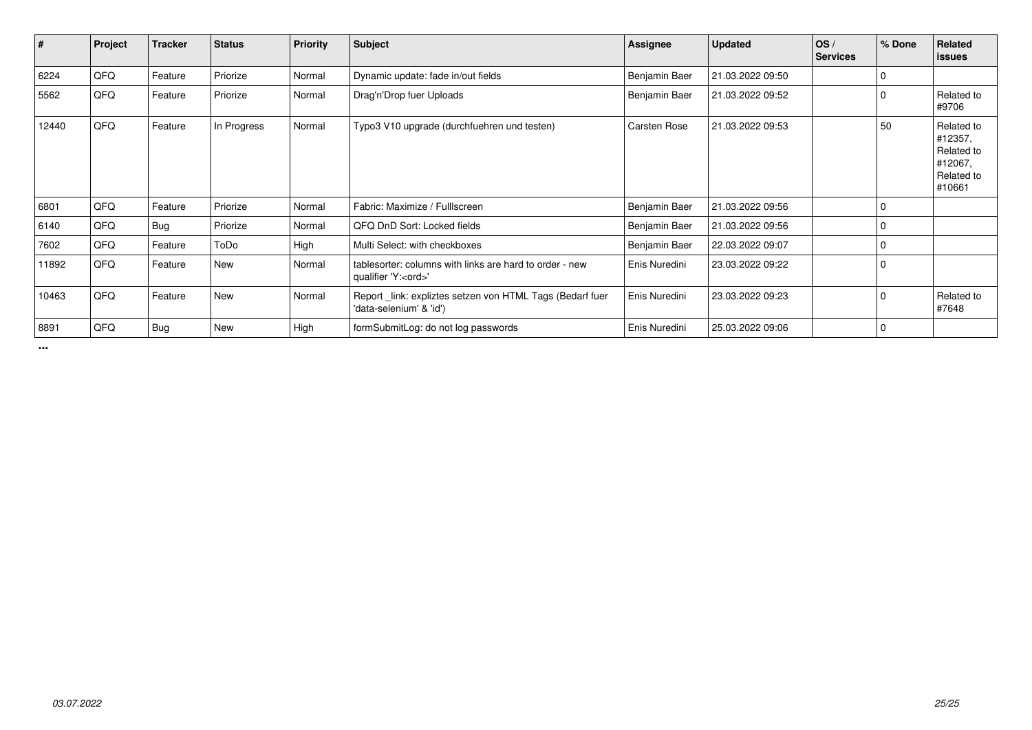| # | Project | Tracker | Status | Priority | Subject | Assignee | Updated | OS / Services | % Done | Related issues |
|---|---|---|---|---|---|---|---|---|---|---|
| 6224 | QFQ | Feature | Priorize | Normal | Dynamic update: fade in/out fields | Benjamin Baer | 21.03.2022 09:50 | | 0 | |
| 5562 | QFQ | Feature | Priorize | Normal | Drag'n'Drop fuer Uploads | Benjamin Baer | 21.03.2022 09:52 | | 0 | Related to #9706 |
| 12440 | QFQ | Feature | In Progress | Normal | Typo3 V10 upgrade (durchfuehren und testen) | Carsten Rose | 21.03.2022 09:53 | | 50 | Related to #12357, Related to #12067, Related to #10661 |
| 6801 | QFQ | Feature | Priorize | Normal | Fabric: Maximize / Fulllscreen | Benjamin Baer | 21.03.2022 09:56 | | 0 | |
| 6140 | QFQ | Bug | Priorize | Normal | QFQ DnD Sort: Locked fields | Benjamin Baer | 21.03.2022 09:56 | | 0 | |
| 7602 | QFQ | Feature | ToDo | High | Multi Select: with checkboxes | Benjamin Baer | 22.03.2022 09:07 | | 0 | |
| 11892 | QFQ | Feature | New | Normal | tablesorter: columns with links are hard to order - new qualifier 'Y:<ord>' | Enis Nuredini | 23.03.2022 09:22 | | 0 | |
| 10463 | QFQ | Feature | New | Normal | Report _link: expliztes setzen von HTML Tags (Bedarf fuer 'data-selenium' & 'id') | Enis Nuredini | 23.03.2022 09:23 | | 0 | Related to #7648 |
| 8891 | QFQ | Bug | New | High | formSubmitLog: do not log passwords | Enis Nuredini | 25.03.2022 09:06 | | 0 | |

...